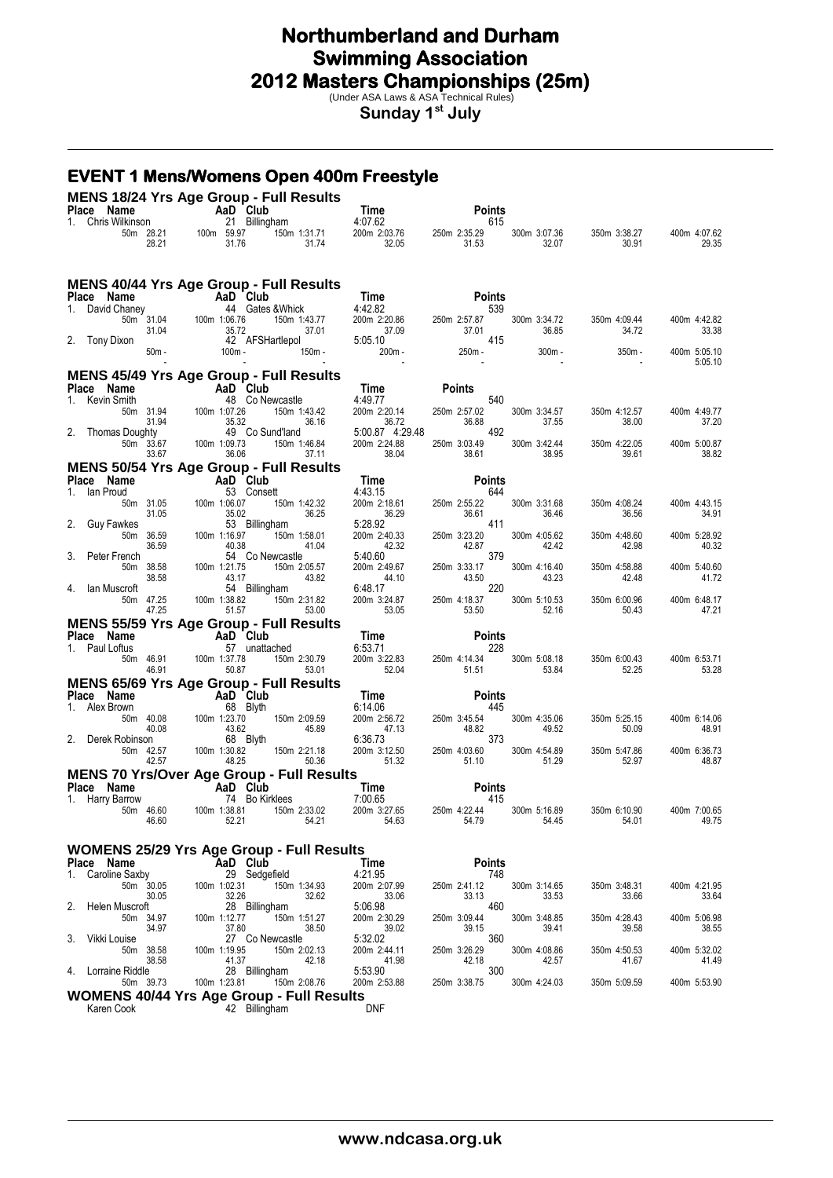# Northumberland and Durham Swimming Association
# 2012 Masters Championships (25m)

(Under ASA Laws & ASA Technical Rules)

**Sunday 1st July**

## EVENT 1 Mens/Womens Open 400m Freestyle

### MENS 18/24 Yrs Age Group - Full Results

| Place | Name | AaD | Club | Time | Points |
|---|---|---|---|---|---|
| 1. | Chris Wilkinson | 21 | Billingham | 4:07.62 | 615 |

| 50m | 100m | 150m | 200m | 250m | 300m | 350m | 400m |
|---|---|---|---|---|---|---|---|
| 28.21 | 59.97 | 1:31.71 | 2:03.76 | 2:35.29 | 3:07.36 | 3:38.27 | 4:07.62 |
| 28.21 | 31.76 | 31.74 | 32.05 | 31.53 | 32.07 | 30.91 | 29.35 |

### MENS 40/44 Yrs Age Group - Full Results

| Place | Name | AaD | Club | Time | Points |
|---|---|---|---|---|---|
| 1. | David Chaney | 44 | Gates &Whick | 4:42.82 | 539 |
| 2. | Tony Dixon | 42 | AFSHartlepol | 5:05.10 | 415 |

| Name | 50m | 100m | 150m | 200m | 250m | 300m | 350m | 400m |
|---|---|---|---|---|---|---|---|---|
| David Chaney | 31.04 | 1:06.76 | 1:43.77 | 2:20.86 | 2:57.87 | 3:34.72 | 4:09.44 | 4:42.82 |
| | 31.04 | 35.72 | 37.01 | 37.09 | 37.01 | 36.85 | 34.72 | 33.38 |
| Tony Dixon | - | - | - | - | - | - | - | 5:05.10 |
| | - | - | - | - | - | - | - | 5:05.10 |

### MENS 45/49 Yrs Age Group - Full Results

| Place | Name | AaD | Club | Time | Points |
|---|---|---|---|---|---|
| 1. | Kevin Smith | 48 | Co Newcastle | 4:49.77 | 540 |
| 2. | Thomas Doughty | 49 | Co Sund'land | 5:00.87 4:29.48 | 492 |

| Name | 50m | 100m | 150m | 200m | 250m | 300m | 350m | 400m |
|---|---|---|---|---|---|---|---|---|
| Kevin Smith | 31.94 | 1:07.26 | 1:43.42 | 2:20.14 | 2:57.02 | 3:34.57 | 4:12.57 | 4:49.77 |
| | 31.94 | 35.32 | 36.16 | 36.72 | 36.88 | 37.55 | 38.00 | 37.20 |
| Thomas Doughty | 33.67 | 1:09.73 | 1:46.84 | 2:24.88 | 3:03.49 | 3:42.44 | 4:22.05 | 5:00.87 |
| | 33.67 | 36.06 | 37.11 | 38.04 | 38.61 | 38.95 | 39.61 | 38.82 |

### MENS 50/54 Yrs Age Group - Full Results

| Place | Name | AaD | Club | Time | Points |
|---|---|---|---|---|---|
| 1. | Ian Proud | 53 | Consett | 4:43.15 | 644 |
| 2. | Guy Fawkes | 53 | Billingham | 5:28.92 | 411 |
| 3. | Peter French | 54 | Co Newcastle | 5:40.60 | 379 |
| 4. | Ian Muscroft | 54 | Billingham | 6:48.17 | 220 |

| Name | 50m | 100m | 150m | 200m | 250m | 300m | 350m | 400m |
|---|---|---|---|---|---|---|---|---|
| Ian Proud | 31.05 | 1:06.07 | 1:42.32 | 2:18.61 | 2:55.22 | 3:31.68 | 4:08.24 | 4:43.15 |
| | 31.05 | 35.02 | 36.25 | 36.29 | 36.61 | 36.46 | 36.56 | 34.91 |
| Guy Fawkes | 36.59 | 1:16.97 | 1:58.01 | 2:40.33 | 3:23.20 | 4:05.62 | 4:48.60 | 5:28.92 |
| | 36.59 | 40.38 | 41.04 | 42.32 | 42.87 | 42.42 | 42.98 | 40.32 |
| Peter French | 38.58 | 1:21.75 | 2:05.57 | 2:49.67 | 3:33.17 | 4:16.40 | 4:58.88 | 5:40.60 |
| | 38.58 | 43.17 | 43.82 | 44.10 | 43.50 | 43.23 | 42.48 | 41.72 |
| Ian Muscroft | 47.25 | 1:38.82 | 2:31.82 | 3:24.87 | 4:18.37 | 5:10.53 | 6:00.96 | 6:48.17 |
| | 47.25 | 51.57 | 53.00 | 53.05 | 53.50 | 52.16 | 50.43 | 47.21 |

### MENS 55/59 Yrs Age Group - Full Results

| Place | Name | AaD | Club | Time | Points |
|---|---|---|---|---|---|
| 1. | Paul Loftus | 57 | unattached | 6:53.71 | 228 |

| 50m | 100m | 150m | 200m | 250m | 300m | 350m | 400m |
|---|---|---|---|---|---|---|---|
| 46.91 | 1:37.78 | 2:30.79 | 3:22.83 | 4:14.34 | 5:08.18 | 6:00.43 | 6:53.71 |
| 46.91 | 50.87 | 53.01 | 52.04 | 51.51 | 53.84 | 52.25 | 53.28 |

### MENS 65/69 Yrs Age Group - Full Results

| Place | Name | AaD | Club | Time | Points |
|---|---|---|---|---|---|
| 1. | Alex Brown | 68 | Blyth | 6:14.06 | 445 |
| 2. | Derek Robinson | 68 | Blyth | 6:36.73 | 373 |

| Name | 50m | 100m | 150m | 200m | 250m | 300m | 350m | 400m |
|---|---|---|---|---|---|---|---|---|
| Alex Brown | 40.08 | 1:23.70 | 2:09.59 | 2:56.72 | 3:45.54 | 4:35.06 | 5:25.15 | 6:14.06 |
| | 40.08 | 43.62 | 45.89 | 47.13 | 48.82 | 49.52 | 50.09 | 48.91 |
| Derek Robinson | 42.57 | 1:30.82 | 2:21.18 | 3:12.50 | 4:03.60 | 4:54.89 | 5:47.86 | 6:36.73 |
| | 42.57 | 48.25 | 50.36 | 51.32 | 51.10 | 51.29 | 52.97 | 48.87 |

### MENS 70 Yrs/Over Age Group - Full Results

| Place | Name | AaD | Club | Time | Points |
|---|---|---|---|---|---|
| 1. | Harry Barrow | 74 | Bo Kirklees | 7:00.65 | 415 |

| 50m | 100m | 150m | 200m | 250m | 300m | 350m | 400m |
|---|---|---|---|---|---|---|---|
| 46.60 | 1:38.81 | 2:33.02 | 3:27.65 | 4:22.44 | 5:16.89 | 6:10.90 | 7:00.65 |
| 46.60 | 52.21 | 54.21 | 54.63 | 54.79 | 54.45 | 54.01 | 49.75 |

### WOMENS 25/29 Yrs Age Group - Full Results

| Place | Name | AaD | Club | Time | Points |
|---|---|---|---|---|---|
| 1. | Caroline Saxby | 29 | Sedgefield | 4:21.95 | 748 |
| 2. | Helen Muscroft | 28 | Billingham | 5:06.98 | 460 |
| 3. | Vikki Louise | 27 | Co Newcastle | 5:32.02 | 360 |
| 4. | Lorraine Riddle | 28 | Billingham | 5:53.90 | 300 |

| Name | 50m | 100m | 150m | 200m | 250m | 300m | 350m | 400m |
|---|---|---|---|---|---|---|---|---|
| Caroline Saxby | 30.05 | 1:02.31 | 1:34.93 | 2:07.99 | 2:41.12 | 3:14.65 | 3:48.31 | 4:21.95 |
| | 30.05 | 32.26 | 32.62 | 33.06 | 33.13 | 33.53 | 33.66 | 33.64 |
| Helen Muscroft | 34.97 | 1:12.77 | 1:51.27 | 2:30.29 | 3:09.44 | 3:48.85 | 4:28.43 | 5:06.98 |
| | 34.97 | 37.80 | 38.50 | 39.02 | 39.15 | 39.41 | 39.58 | 38.55 |
| Vikki Louise | 38.58 | 1:19.95 | 2:02.13 | 2:44.11 | 3:26.29 | 4:08.86 | 4:50.53 | 5:32.02 |
| | 38.58 | 41.37 | 42.18 | 41.98 | 42.18 | 42.57 | 41.67 | 41.49 |
| Lorraine Riddle | 39.73 | 1:23.81 | 2:08.76 | 2:53.88 | 3:38.75 | 4:24.03 | 5:09.59 | 5:53.90 |

### WOMENS 40/44 Yrs Age Group - Full Results

| Place | Name | AaD | Club | Time |
|---|---|---|---|---|
| | Karen Cook | 42 | Billingham | DNF |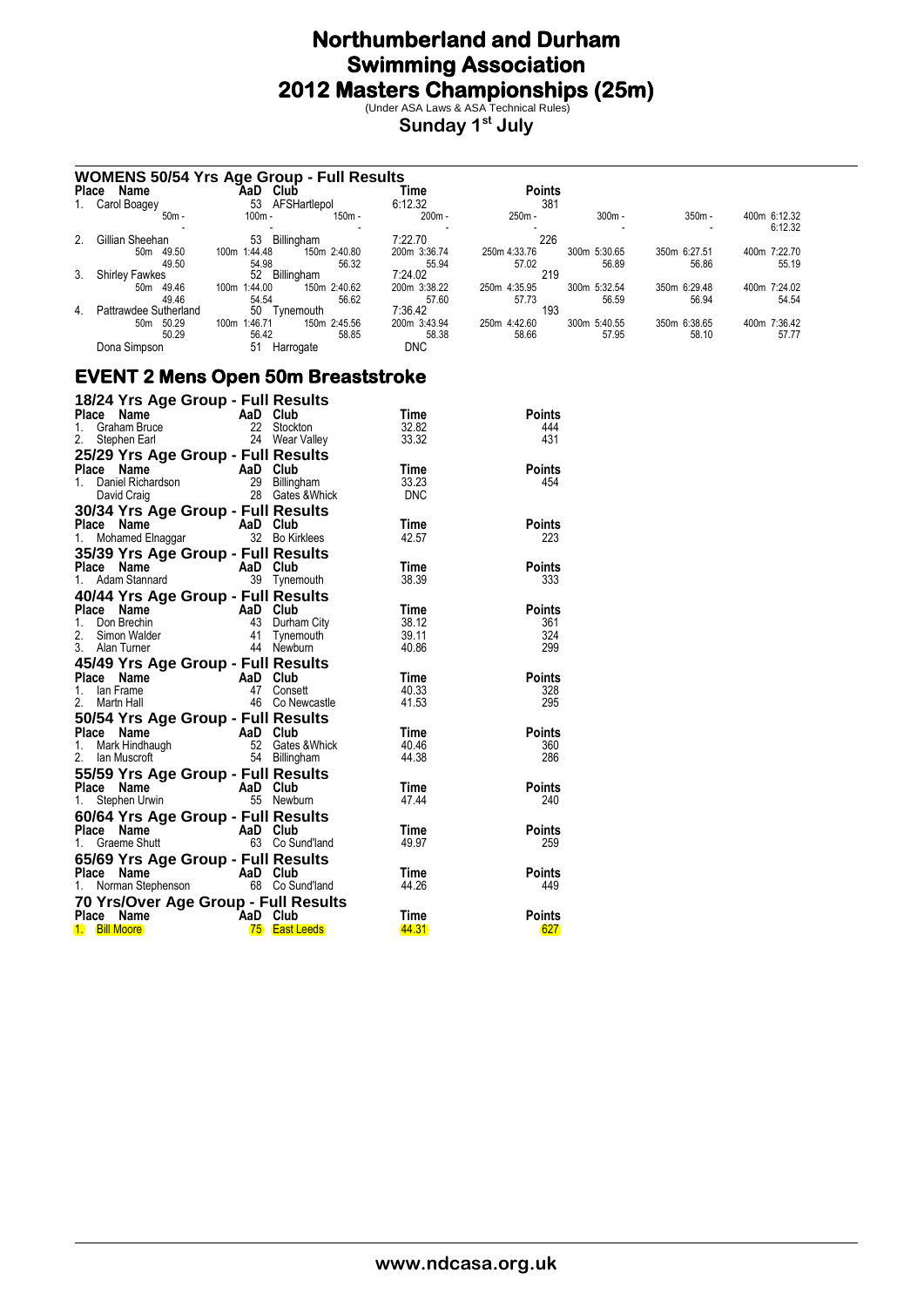# Northumberland and Durham Swimming Association
# 2012 Masters Championships (25m)

(Under ASA Laws & ASA Technical Rules)

**Sunday 1st July**

### WOMENS 50/54 Yrs Age Group - Full Results

| Place | Name | AaD | Club | Time | Points | | | |
|---|---|---|---|---|---|---|---|---|
| 1. | Carol Boagey | 53 | AFSHartlepol | 6:12.32 | 381 | | | |
| 50m - | 100m - | 150m - | 200m - | 250m - | 300m - | 350m - | 400m 6:12.32 | |
| - | - | - | - | - | - | - | 6:12.32 | |
| 2. | Gillian Sheehan | 53 | Billingham | 7:22.70 | 226 | | | |
| 50m 49.50 | 100m 1:44.48 | 150m 2:40.80 | 200m 3:36.74 | 250m 4:33.76 | 300m 5:30.65 | 350m 6:27.51 | 400m 7:22.70 | |
| 49.50 | 54.98 | 56.32 | 55.94 | 57.02 | 56.89 | 56.86 | 55.19 | |
| 3. | Shirley Fawkes | 52 | Billingham | 7:24.02 | 219 | | | |
| 50m 49.46 | 100m 1:44.00 | 150m 2:40.62 | 200m 3:38.22 | 250m 4:35.95 | 300m 5:32.54 | 350m 6:29.48 | 400m 7:24.02 | |
| 49.46 | 54.54 | 56.62 | 57.60 | 57.73 | 56.59 | 56.94 | 54.54 | |
| 4. | Pattrawdee Sutherland | 50 | Tynemouth | 7:36.42 | 193 | | | |
| 50m 50.29 | 100m 1:46.71 | 150m 2:45.56 | 200m 3:43.94 | 250m 4:42.60 | 300m 5:40.55 | 350m 6:38.65 | 400m 7:36.42 | |
| 50.29 | 56.42 | 58.85 | 58.38 | 58.66 | 57.95 | 58.10 | 57.77 | |
| | Dona Simpson | 51 | Harrogate | DNC | | | | |

## EVENT 2 Mens Open 50m Breaststroke

### 18/24 Yrs Age Group - Full Results

| Place | Name | AaD | Club | Time | Points |
|---|---|---|---|---|---|
| 1. | Graham Bruce | 22 | Stockton | 32.82 | 444 |
| 2. | Stephen Earl | 24 | Wear Valley | 33.32 | 431 |

### 25/29 Yrs Age Group - Full Results

| Place | Name | AaD | Club | Time | Points |
|---|---|---|---|---|---|
| 1. | Daniel Richardson | 29 | Billingham | 33.23 | 454 |
| | David Craig | 28 | Gates &Whick | DNC | |

### 30/34 Yrs Age Group - Full Results

| Place | Name | AaD | Club | Time | Points |
|---|---|---|---|---|---|
| 1. | Mohamed Elnaggar | 32 | Bo Kirklees | 42.57 | 223 |

### 35/39 Yrs Age Group - Full Results

| Place | Name | AaD | Club | Time | Points |
|---|---|---|---|---|---|
| 1. | Adam Stannard | 39 | Tynemouth | 38.39 | 333 |

### 40/44 Yrs Age Group - Full Results

| Place | Name | AaD | Club | Time | Points |
|---|---|---|---|---|---|
| 1. | Don Brechin | 43 | Durham City | 38.12 | 361 |
| 2. | Simon Walder | 41 | Tynemouth | 39.11 | 324 |
| 3. | Alan Turner | 44 | Newburn | 40.86 | 299 |

### 45/49 Yrs Age Group - Full Results

| Place | Name | AaD | Club | Time | Points |
|---|---|---|---|---|---|
| 1. | Ian Frame | 47 | Consett | 40.33 | 328 |
| 2. | Martn Hall | 46 | Co Newcastle | 41.53 | 295 |

### 50/54 Yrs Age Group - Full Results

| Place | Name | AaD | Club | Time | Points |
|---|---|---|---|---|---|
| 1. | Mark Hindhaugh | 52 | Gates &Whick | 40.46 | 360 |
| 2. | Ian Muscroft | 54 | Billingham | 44.38 | 286 |

### 55/59 Yrs Age Group - Full Results

| Place | Name | AaD | Club | Time | Points |
|---|---|---|---|---|---|
| 1. | Stephen Urwin | 55 | Newburn | 47.44 | 240 |

### 60/64 Yrs Age Group - Full Results

| Place | Name | AaD | Club | Time | Points |
|---|---|---|---|---|---|
| 1. | Graeme Shutt | 63 | Co Sund'land | 49.97 | 259 |

### 65/69 Yrs Age Group - Full Results

| Place | Name | AaD | Club | Time | Points |
|---|---|---|---|---|---|
| 1. | Norman Stephenson | 68 | Co Sund'land | 44.26 | 449 |

### 70 Yrs/Over Age Group - Full Results

| Place | Name | AaD | Club | Time | Points |
|---|---|---|---|---|---|
| 1. | Bill Moore | 75 | East Leeds | 44.31 | 627 |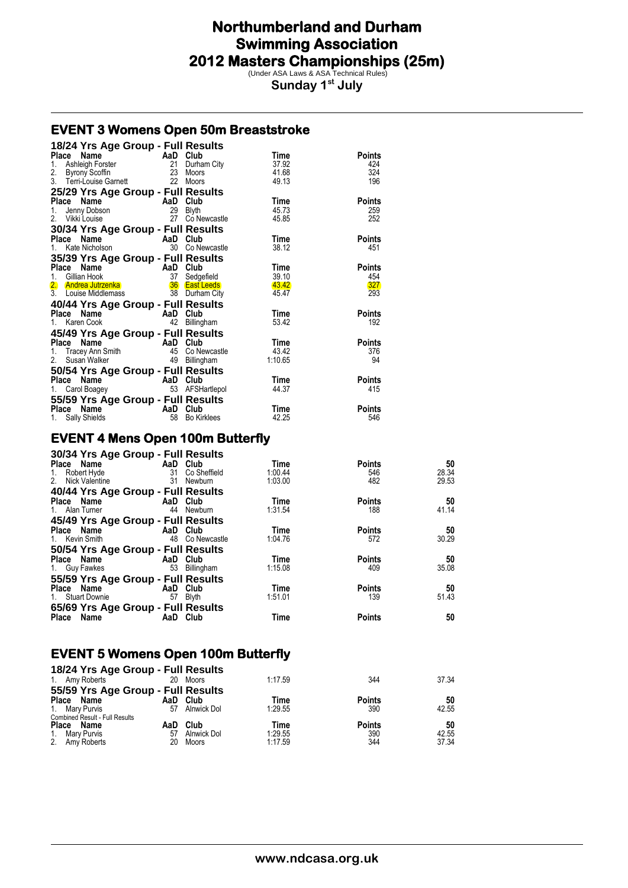# Northumberland and Durham Swimming Association
# 2012 Masters Championships (25m)

(Under ASA Laws & ASA Technical Rules)

**Sunday 1st July**

## EVENT 3 Womens Open 50m Breaststroke

### 18/24 Yrs Age Group - Full Results

| Place | Name | AaD | Club | Time | Points |
|---|---|---|---|---|---|
| 1. | Ashleigh Forster | 21 | Durham City | 37.92 | 424 |
| 2. | Byrony Scoffin | 23 | Moors | 41.68 | 324 |
| 3. | Terri-Louise Garnett | 22 | Moors | 49.13 | 196 |

### 25/29 Yrs Age Group - Full Results

| Place | Name | AaD | Club | Time | Points |
|---|---|---|---|---|---|
| 1. | Jenny Dobson | 29 | Blyth | 45.73 | 259 |
| 2. | Vikki Louise | 27 | Co Newcastle | 45.85 | 252 |

### 30/34 Yrs Age Group - Full Results

| Place | Name | AaD | Club | Time | Points |
|---|---|---|---|---|---|
| 1. | Kate Nicholson | 30 | Co Newcastle | 38.12 | 451 |

### 35/39 Yrs Age Group - Full Results

| Place | Name | AaD | Club | Time | Points |
|---|---|---|---|---|---|
| 1. | Gillian Hook | 37 | Sedgefield | 39.10 | 454 |
| 2. | Andrea Jutrzenka | 36 | East Leeds | 43.42 | 327 |
| 3. | Louise Middlemass | 38 | Durham City | 45.47 | 293 |

### 40/44 Yrs Age Group - Full Results

| Place | Name | AaD | Club | Time | Points |
|---|---|---|---|---|---|
| 1. | Karen Cook | 42 | Billingham | 53.42 | 192 |

### 45/49 Yrs Age Group - Full Results

| Place | Name | AaD | Club | Time | Points |
|---|---|---|---|---|---|
| 1. | Tracey Ann Smith | 45 | Co Newcastle | 43.42 | 376 |
| 2. | Susan Walker | 49 | Billingham | 1:10.65 | 94 |

### 50/54 Yrs Age Group - Full Results

| Place | Name | AaD | Club | Time | Points |
|---|---|---|---|---|---|
| 1. | Carol Boagey | 53 | AFSHartlepol | 44.37 | 415 |

### 55/59 Yrs Age Group - Full Results

| Place | Name | AaD | Club | Time | Points |
|---|---|---|---|---|---|
| 1. | Sally Shields | 58 | Bo Kirklees | 42.25 | 546 |

## EVENT 4 Mens Open 100m Butterfly

### 30/34 Yrs Age Group - Full Results

| Place | Name | AaD | Club | Time | Points | 50 |
|---|---|---|---|---|---|---|
| 1. | Robert Hyde | 31 | Co Sheffield | 1:00.44 | 546 | 28.34 |
| 2. | Nick Valentine | 31 | Newburn | 1:03.00 | 482 | 29.53 |

### 40/44 Yrs Age Group - Full Results

| Place | Name | AaD | Club | Time | Points | 50 |
|---|---|---|---|---|---|---|
| 1. | Alan Turner | 44 | Newburn | 1:31.54 | 188 | 41.14 |

### 45/49 Yrs Age Group - Full Results

| Place | Name | AaD | Club | Time | Points | 50 |
|---|---|---|---|---|---|---|
| 1. | Kevin Smith | 48 | Co Newcastle | 1:04.76 | 572 | 30.29 |

### 50/54 Yrs Age Group - Full Results

| Place | Name | AaD | Club | Time | Points | 50 |
|---|---|---|---|---|---|---|
| 1. | Guy Fawkes | 53 | Billingham | 1:15.08 | 409 | 35.08 |

### 55/59 Yrs Age Group - Full Results

| Place | Name | AaD | Club | Time | Points | 50 |
|---|---|---|---|---|---|---|
| 1. | Stuart Downie | 57 | Blyth | 1:51.01 | 139 | 51.43 |

### 65/69 Yrs Age Group - Full Results

| Place | Name | AaD | Club | Time | Points | 50 |
|---|---|---|---|---|---|---|

## EVENT 5 Womens Open 100m Butterfly

### 18/24 Yrs Age Group - Full Results

| Place | Name | AaD | Club | Time | Points | 50 |
|---|---|---|---|---|---|---|
| 1. | Amy Roberts | 20 | Moors | 1:17.59 | 344 | 37.34 |

### 55/59 Yrs Age Group - Full Results

| Place | Name | AaD | Club | Time | Points | 50 |
|---|---|---|---|---|---|---|
| 1. | Mary Purvis | 57 | Alnwick Dol | 1:29.55 | 390 | 42.55 |

Combined Result - Full Results

| Place | Name | AaD | Club | Time | Points | 50 |
|---|---|---|---|---|---|---|
| 1. | Mary Purvis | 57 | Alnwick Dol | 1:29.55 | 390 | 42.55 |
| 2. | Amy Roberts | 20 | Moors | 1:17.59 | 344 | 37.34 |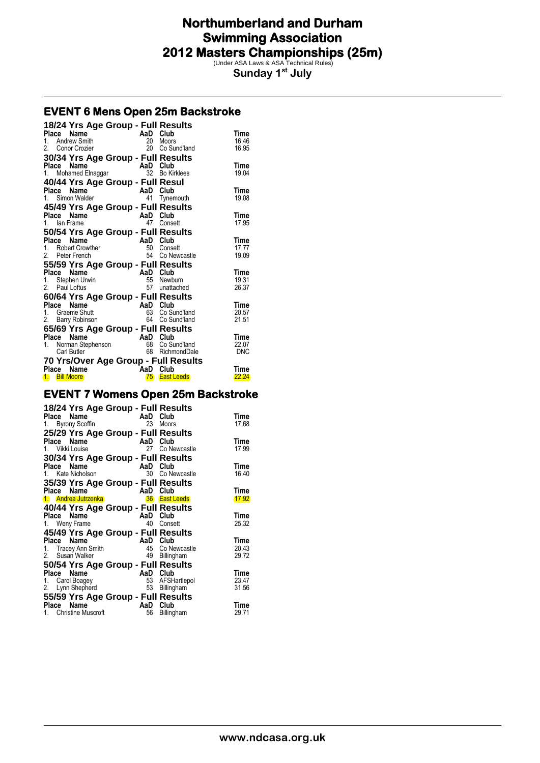# Northumberland and Durham Swimming Association
# 2012 Masters Championships (25m)

(Under ASA Laws & ASA Technical Rules)

**Sunday 1st July**

## EVENT 6 Mens Open 25m Backstroke

### 18/24 Yrs Age Group - Full Results

| Place | Name | AaD | Club | Time |
|---|---|---|---|---|
| 1. | Andrew Smith | 20 | Moors | 16.46 |
| 2. | Conor Crozier | 20 | Co Sund'land | 16.95 |

### 30/34 Yrs Age Group - Full Results

| Place | Name | AaD | Club | Time |
|---|---|---|---|---|
| 1. | Mohamed Elnaggar | 32 | Bo Kirklees | 19.04 |

### 40/44 Yrs Age Group - Full Resul

| Place | Name | AaD | Club | Time |
|---|---|---|---|---|
| 1. | Simon Walder | 41 | Tynemouth | 19.08 |

### 45/49 Yrs Age Group - Full Results

| Place | Name | AaD | Club | Time |
|---|---|---|---|---|
| 1. | Ian Frame | 47 | Consett | 17.95 |

### 50/54 Yrs Age Group - Full Results

| Place | Name | AaD | Club | Time |
|---|---|---|---|---|
| 1. | Robert Crowther | 50 | Consett | 17.77 |
| 2. | Peter French | 54 | Co Newcastle | 19.09 |

### 55/59 Yrs Age Group - Full Results

| Place | Name | AaD | Club | Time |
|---|---|---|---|---|
| 1. | Stephen Urwin | 55 | Newburn | 19.31 |
| 2. | Paul Loftus | 57 | unattached | 26.37 |

### 60/64 Yrs Age Group - Full Results

| Place | Name | AaD | Club | Time |
|---|---|---|---|---|
| 1. | Graeme Shutt | 63 | Co Sund'land | 20.57 |
| 2. | Barry Robinson | 64 | Co Sund'land | 21.51 |

### 65/69 Yrs Age Group - Full Results

| Place | Name | AaD | Club | Time |
|---|---|---|---|---|
| 1. | Norman Stephenson | 68 | Co Sund'land | 22.07 |
| | Carl Butler | 68 | RichmondDale | DNC |

### 70 Yrs/Over Age Group - Full Results

| Place | Name | AaD | Club | Time |
|---|---|---|---|---|
| 1. | Bill Moore | 75 | East Leeds | 22.24 |

## EVENT 7 Womens Open 25m Backstroke

### 18/24 Yrs Age Group - Full Results

| Place | Name | AaD | Club | Time |
|---|---|---|---|---|
| 1. | Byrony Scoffin | 23 | Moors | 17.68 |

### 25/29 Yrs Age Group - Full Results

| Place | Name | AaD | Club | Time |
|---|---|---|---|---|
| 1. | Vikki Louise | 27 | Co Newcastle | 17.99 |

### 30/34 Yrs Age Group - Full Results

| Place | Name | AaD | Club | Time |
|---|---|---|---|---|
| 1. | Kate Nicholson | 30 | Co Newcastle | 16.40 |

### 35/39 Yrs Age Group - Full Results

| Place | Name | AaD | Club | Time |
|---|---|---|---|---|
| 1. | Andrea Jutrzenka | 36 | East Leeds | 17.92 |

### 40/44 Yrs Age Group - Full Results

| Place | Name | AaD | Club | Time |
|---|---|---|---|---|
| 1. | Weny Frame | 40 | Consett | 25.32 |

### 45/49 Yrs Age Group - Full Results

| Place | Name | AaD | Club | Time |
|---|---|---|---|---|
| 1. | Tracey Ann Smith | 45 | Co Newcastle | 20.43 |
| 2. | Susan Walker | 49 | Billingham | 29.72 |

### 50/54 Yrs Age Group - Full Results

| Place | Name | AaD | Club | Time |
|---|---|---|---|---|
| 1. | Carol Boagey | 53 | AFSHartlepol | 23.47 |
| 2. | Lynn Shepherd | 53 | Billingham | 31.56 |

### 55/59 Yrs Age Group - Full Results

| Place | Name | AaD | Club | Time |
|---|---|---|---|---|
| 1. | Christine Muscroft | 56 | Billingham | 29.71 |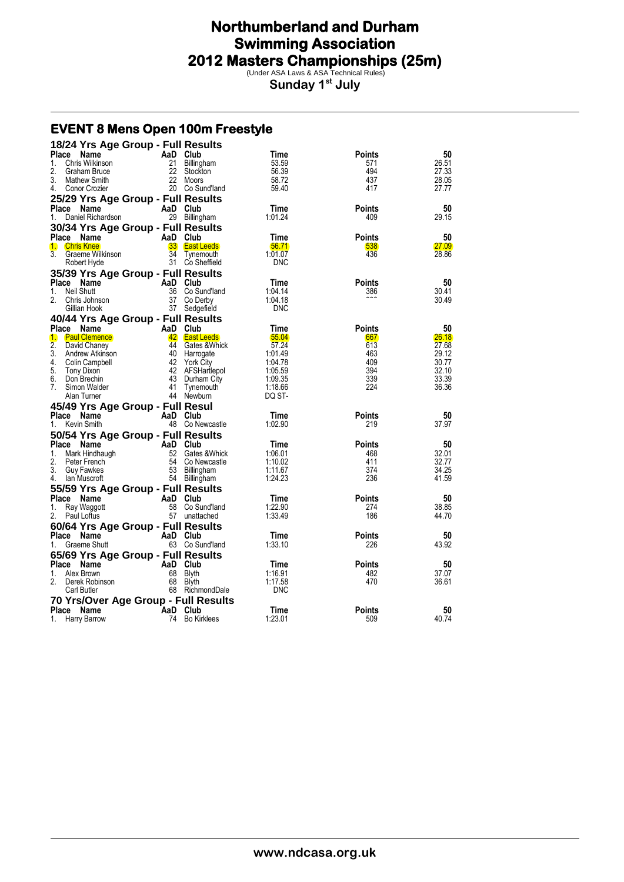# Northumberland and Durham Swimming Association
# 2012 Masters Championships (25m)

(Under ASA Laws & ASA Technical Rules)

**Sunday 1st July**

## EVENT 8 Mens Open 100m Freestyle

### 18/24 Yrs Age Group - Full Results

| Place | Name | AaD | Club | Time | Points | 50 |
|---|---|---|---|---|---|---|
| 1. | Chris Wilkinson | 21 | Billingham | 53.59 | 571 | 26.51 |
| 2. | Graham Bruce | 22 | Stockton | 56.39 | 494 | 27.33 |
| 3. | Mathew Smith | 22 | Moors | 58.72 | 437 | 28.05 |
| 4. | Conor Crozier | 20 | Co Sund'land | 59.40 | 417 | 27.77 |

### 25/29 Yrs Age Group - Full Results

| Place | Name | AaD | Club | Time | Points | 50 |
|---|---|---|---|---|---|---|
| 1. | Daniel Richardson | 29 | Billingham | 1:01.24 | 409 | 29.15 |

### 30/34 Yrs Age Group - Full Results

| Place | Name | AaD | Club | Time | Points | 50 |
|---|---|---|---|---|---|---|
| 1. | Chris Knee | 33 | East Leeds | 56.71 | 538 | 27.09 |
| 3. | Graeme Wilkinson | 34 | Tynemouth | 1:01.07 | 436 | 28.86 |
| | Robert Hyde | 31 | Co Sheffield | DNC | | |

### 35/39 Yrs Age Group - Full Results

| Place | Name | AaD | Club | Time | Points | 50 |
|---|---|---|---|---|---|---|
| 1. | Neil Shutt | 36 | Co Sund'land | 1:04.14 | 386 | 30.41 |
| 2. | Chris Johnson | 37 | Co Derby | 1:04.18 | | 30.49 |
| | Gillian Hook | 37 | Sedgefield | DNC | | |

### 40/44 Yrs Age Group - Full Results

| Place | Name | AaD | Club | Time | Points | 50 |
|---|---|---|---|---|---|---|
| 1. | Paul Clemence | 42 | East Leeds | 55.04 | 667 | 26.18 |
| 2. | David Chaney | 44 | Gates &Whick | 57.24 | 613 | 27.68 |
| 3. | Andrew Atkinson | 40 | Harrogate | 1:01.49 | 463 | 29.12 |
| 4. | Colin Campbell | 42 | York City | 1:04.78 | 409 | 30.77 |
| 5. | Tony Dixon | 42 | AFSHartlepol | 1:05.59 | 394 | 32.10 |
| 6. | Don Brechin | 43 | Durham City | 1:09.35 | 339 | 33.39 |
| 7. | Simon Walder | 41 | Tynemouth | 1:18.66 | 224 | 36.36 |
| | Alan Turner | 44 | Newburn | DQ ST- | | |

### 45/49 Yrs Age Group - Full Resul

| Place | Name | AaD | Club | Time | Points | 50 |
|---|---|---|---|---|---|---|
| 1. | Kevin Smith | 48 | Co Newcastle | 1:02.90 | 219 | 37.97 |

### 50/54 Yrs Age Group - Full Results

| Place | Name | AaD | Club | Time | Points | 50 |
|---|---|---|---|---|---|---|
| 1. | Mark Hindhaugh | 52 | Gates &Whick | 1:06.01 | 468 | 32.01 |
| 2. | Peter French | 54 | Co Newcastle | 1:10.02 | 411 | 32.77 |
| 3. | Guy Fawkes | 53 | Billingham | 1:11.67 | 374 | 34.25 |
| 4. | Ian Muscroft | 54 | Billingham | 1:24.23 | 236 | 41.59 |

### 55/59 Yrs Age Group - Full Results

| Place | Name | AaD | Club | Time | Points | 50 |
|---|---|---|---|---|---|---|
| 1. | Ray Waggott | 58 | Co Sund'land | 1:22.90 | 274 | 38.85 |
| 2. | Paul Loftus | 57 | unattached | 1:33.49 | 186 | 44.70 |

### 60/64 Yrs Age Group - Full Results

| Place | Name | AaD | Club | Time | Points | 50 |
|---|---|---|---|---|---|---|
| 1. | Graeme Shutt | 63 | Co Sund'land | 1:33.10 | 226 | 43.92 |

### 65/69 Yrs Age Group - Full Results

| Place | Name | AaD | Club | Time | Points | 50 |
|---|---|---|---|---|---|---|
| 1. | Alex Brown | 68 | Blyth | 1:16.91 | 482 | 37.07 |
| 2. | Derek Robinson | 68 | Blyth | 1:17.58 | 470 | 36.61 |
| | Carl Butler | 68 | RichmondDale | DNC | | |

### 70 Yrs/Over Age Group - Full Results

| Place | Name | AaD | Club | Time | Points | 50 |
|---|---|---|---|---|---|---|
| 1. | Harry Barrow | 74 | Bo Kirklees | 1:23.01 | 509 | 40.74 |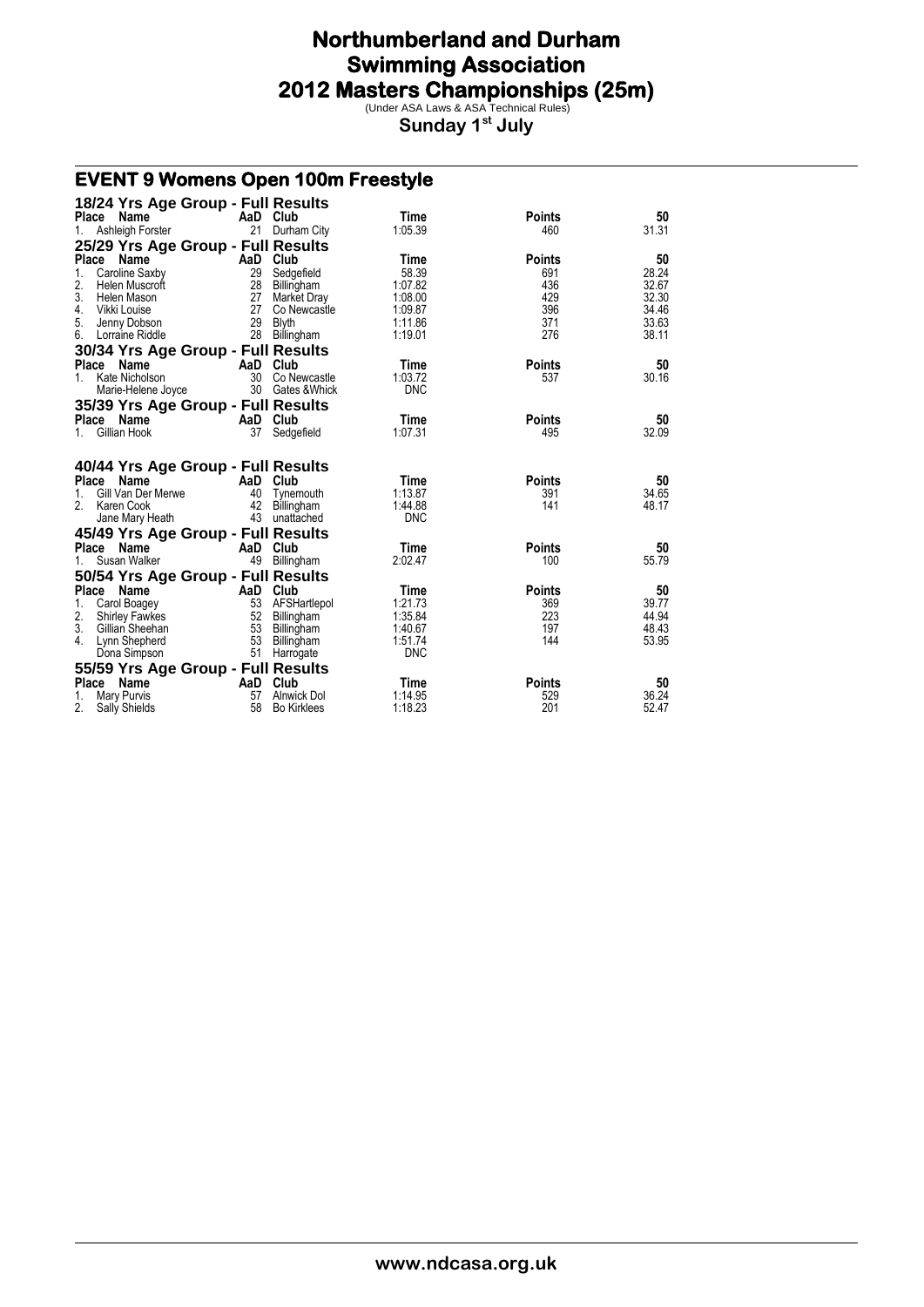# Northumberland and Durham Swimming Association 2012 Masters Championships (25m)

(Under ASA Laws & ASA Technical Rules)

**Sunday 1st July**

## EVENT 9 Womens Open 100m Freestyle

### 18/24 Yrs Age Group - Full Results

| Place | Name | AaD | Club | Time | Points | 50 |
|---|---|---|---|---|---|---|
| 1. | Ashleigh Forster | 21 | Durham City | 1:05.39 | 460 | 31.31 |

### 25/29 Yrs Age Group - Full Results

| Place | Name | AaD | Club | Time | Points | 50 |
|---|---|---|---|---|---|---|
| 1. | Caroline Saxby | 29 | Sedgefield | 58.39 | 691 | 28.24 |
| 2. | Helen Muscroft | 28 | Billingham | 1:07.82 | 436 | 32.67 |
| 3. | Helen Mason | 27 | Market Dray | 1:08.00 | 429 | 32.30 |
| 4. | Vikki Louise | 27 | Co Newcastle | 1:09.87 | 396 | 34.46 |
| 5. | Jenny Dobson | 29 | Blyth | 1:11.86 | 371 | 33.63 |
| 6. | Lorraine Riddle | 28 | Billingham | 1:19.01 | 276 | 38.11 |

### 30/34 Yrs Age Group - Full Results

| Place | Name | AaD | Club | Time | Points | 50 |
|---|---|---|---|---|---|---|
| 1. | Kate Nicholson | 30 | Co Newcastle | 1:03.72 | 537 | 30.16 |
| | Marie-Helene Joyce | 30 | Gates &Whick | DNC | | |

### 35/39 Yrs Age Group - Full Results

| Place | Name | AaD | Club | Time | Points | 50 |
|---|---|---|---|---|---|---|
| 1. | Gillian Hook | 37 | Sedgefield | 1:07.31 | 495 | 32.09 |

### 40/44 Yrs Age Group - Full Results

| Place | Name | AaD | Club | Time | Points | 50 |
|---|---|---|---|---|---|---|
| 1. | Gill Van Der Merwe | 40 | Tynemouth | 1:13.87 | 391 | 34.65 |
| 2. | Karen Cook | 42 | Billingham | 1:44.88 | 141 | 48.17 |
| | Jane Mary Heath | 43 | unattached | DNC | | |

### 45/49 Yrs Age Group - Full Results

| Place | Name | AaD | Club | Time | Points | 50 |
|---|---|---|---|---|---|---|
| 1. | Susan Walker | 49 | Billingham | 2:02.47 | 100 | 55.79 |

### 50/54 Yrs Age Group - Full Results

| Place | Name | AaD | Club | Time | Points | 50 |
|---|---|---|---|---|---|---|
| 1. | Carol Boagey | 53 | AFSHartlepol | 1:21.73 | 369 | 39.77 |
| 2. | Shirley Fawkes | 52 | Billingham | 1:35.84 | 223 | 44.94 |
| 3. | Gillian Sheehan | 53 | Billingham | 1:40.67 | 197 | 48.43 |
| 4. | Lynn Shepherd | 53 | Billingham | 1:51.74 | 144 | 53.95 |
| | Dona Simpson | 51 | Harrogate | DNC | | |

### 55/59 Yrs Age Group - Full Results

| Place | Name | AaD | Club | Time | Points | 50 |
|---|---|---|---|---|---|---|
| 1. | Mary Purvis | 57 | Alnwick Dol | 1:14.95 | 529 | 36.24 |
| 2. | Sally Shields | 58 | Bo Kirklees | 1:18.23 | 201 | 52.47 |

www.ndcasa.org.uk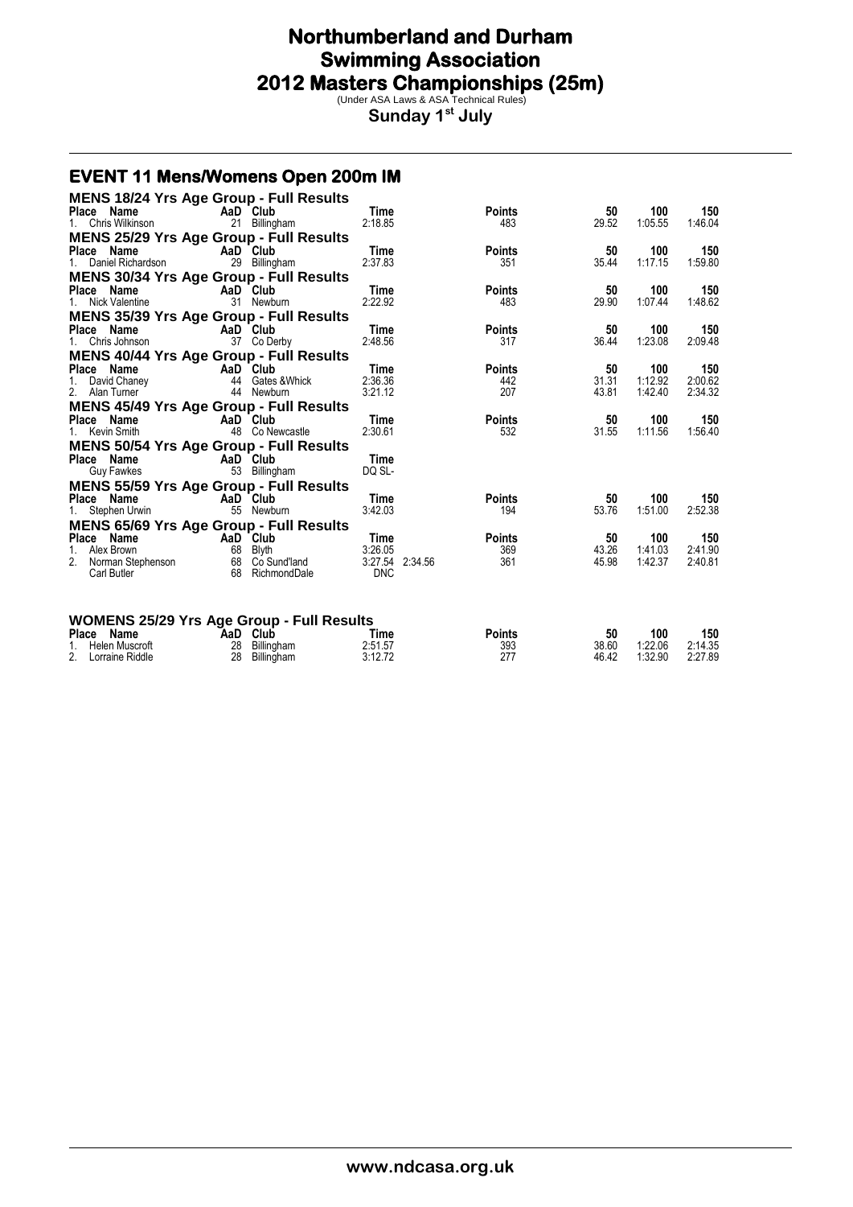# Northumberland and Durham Swimming Association

# 2012 Masters Championships (25m)

(Under ASA Laws & ASA Technical Rules)

**Sunday 1st July**

## EVENT 11 Mens/Womens Open 200m IM

### MENS 18/24 Yrs Age Group - Full Results

| Place | Name | AaD | Club | Time | | Points | 50 | 100 | 150 |
|---|---|---|---|---|---|---|---|---|---|
| 1. | Chris Wilkinson | 21 | Billingham | 2:18.85 | | 483 | 29.52 | 1:05.55 | 1:46.04 |

### MENS 25/29 Yrs Age Group - Full Results

| Place | Name | AaD | Club | Time | | Points | 50 | 100 | 150 |
|---|---|---|---|---|---|---|---|---|---|
| 1. | Daniel Richardson | 29 | Billingham | 2:37.83 | | 351 | 35.44 | 1:17.15 | 1:59.80 |

### MENS 30/34 Yrs Age Group - Full Results

| Place | Name | AaD | Club | Time | | Points | 50 | 100 | 150 |
|---|---|---|---|---|---|---|---|---|---|
| 1. | Nick Valentine | 31 | Newburn | 2:22.92 | | 483 | 29.90 | 1:07.44 | 1:48.62 |

### MENS 35/39 Yrs Age Group - Full Results

| Place | Name | AaD | Club | Time | | Points | 50 | 100 | 150 |
|---|---|---|---|---|---|---|---|---|---|
| 1. | Chris Johnson | 37 | Co Derby | 2:48.56 | | 317 | 36.44 | 1:23.08 | 2:09.48 |

### MENS 40/44 Yrs Age Group - Full Results

| Place | Name | AaD | Club | Time | | Points | 50 | 100 | 150 |
|---|---|---|---|---|---|---|---|---|---|
| 1. | David Chaney | 44 | Gates &Whick | 2:36.36 | | 442 | 31.31 | 1:12.92 | 2:00.62 |
| 2. | Alan Turner | 44 | Newburn | 3:21.12 | | 207 | 43.81 | 1:42.40 | 2:34.32 |

### MENS 45/49 Yrs Age Group - Full Results

| Place | Name | AaD | Club | Time | | Points | 50 | 100 | 150 |
|---|---|---|---|---|---|---|---|---|---|
| 1. | Kevin Smith | 48 | Co Newcastle | 2:30.61 | | 532 | 31.55 | 1:11.56 | 1:56.40 |

### MENS 50/54 Yrs Age Group - Full Results

| Place | Name | AaD | Club | Time |
|---|---|---|---|---|
| | Guy Fawkes | 53 | Billingham | DQ SL- |

### MENS 55/59 Yrs Age Group - Full Results

| Place | Name | AaD | Club | Time | | Points | 50 | 100 | 150 |
|---|---|---|---|---|---|---|---|---|---|
| 1. | Stephen Urwin | 55 | Newburn | 3:42.03 | | 194 | 53.76 | 1:51.00 | 2:52.38 |

### MENS 65/69 Yrs Age Group - Full Results

| Place | Name | AaD | Club | Time | | Points | 50 | 100 | 150 |
|---|---|---|---|---|---|---|---|---|---|
| 1. | Alex Brown | 68 | Blyth | 3:26.05 | | 369 | 43.26 | 1:41.03 | 2:41.90 |
| 2. | Norman Stephenson | 68 | Co Sund'land | 3:27.54 | 2:34.56 | 361 | 45.98 | 1:42.37 | 2:40.81 |
| | Carl Butler | 68 | RichmondDale | DNC | | | | | |

### WOMENS 25/29 Yrs Age Group - Full Results

| Place | Name | AaD | Club | Time | | Points | 50 | 100 | 150 |
|---|---|---|---|---|---|---|---|---|---|
| 1. | Helen Muscroft | 28 | Billingham | 2:51.57 | | 393 | 38.60 | 1:22.06 | 2:14.35 |
| 2. | Lorraine Riddle | 28 | Billingham | 3:12.72 | | 277 | 46.42 | 1:32.90 | 2:27.89 |

www.ndcasa.org.uk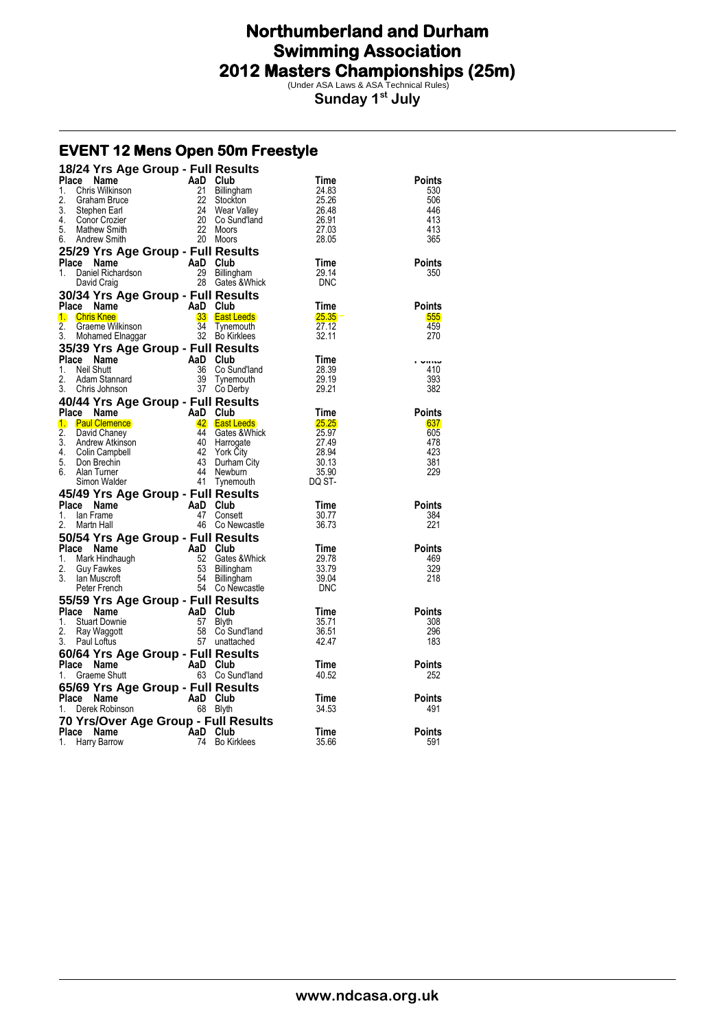# Northumberland and Durham Swimming Association
# 2012 Masters Championships (25m)

(Under ASA Laws & ASA Technical Rules)

**Sunday 1st July**

## EVENT 12 Mens Open 50m Freestyle

### 18/24 Yrs Age Group - Full Results

| Place | Name | AaD | Club | Time | Points |
|---|---|---|---|---|---|
| 1. | Chris Wilkinson | 21 | Billingham | 24.83 | 530 |
| 2. | Graham Bruce | 22 | Stockton | 25.26 | 506 |
| 3. | Stephen Earl | 24 | Wear Valley | 26.48 | 446 |
| 4. | Conor Crozier | 20 | Co Sund'land | 26.91 | 413 |
| 5. | Mathew Smith | 22 | Moors | 27.03 | 413 |
| 6. | Andrew Smith | 20 | Moors | 28.05 | 365 |

### 25/29 Yrs Age Group - Full Results

| Place | Name | AaD | Club | Time | Points |
|---|---|---|---|---|---|
| 1. | Daniel Richardson | 29 | Billingham | 29.14 | 350 |
| | David Craig | 28 | Gates &Whick | DNC | |

### 30/34 Yrs Age Group - Full Results

| Place | Name | AaD | Club | Time | Points |
|---|---|---|---|---|---|
| 1. | Chris Knee | 33 | East Leeds | 25.35 | 555 |
| 2. | Graeme Wilkinson | 34 | Tynemouth | 27.12 | 459 |
| 3. | Mohamed Elnaggar | 32 | Bo Kirklees | 32.11 | 270 |

### 35/39 Yrs Age Group - Full Results

| Place | Name | AaD | Club | Time | Points |
|---|---|---|---|---|---|
| 1. | Neil Shutt | 36 | Co Sund'land | 28.39 | 410 |
| 2. | Adam Stannard | 39 | Tynemouth | 29.19 | 393 |
| 3. | Chris Johnson | 37 | Co Derby | 29.21 | 382 |

### 40/44 Yrs Age Group - Full Results

| Place | Name | AaD | Club | Time | Points |
|---|---|---|---|---|---|
| 1. | Paul Clemence | 42 | East Leeds | 25.25 | 637 |
| 2. | David Chaney | 44 | Gates &Whick | 25.97 | 605 |
| 3. | Andrew Atkinson | 40 | Harrogate | 27.49 | 478 |
| 4. | Colin Campbell | 42 | York City | 28.94 | 423 |
| 5. | Don Brechin | 43 | Durham City | 30.13 | 381 |
| 6. | Alan Turner | 44 | Newburn | 35.90 | 229 |
| | Simon Walder | 41 | Tynemouth | DQ ST- | |

### 45/49 Yrs Age Group - Full Results

| Place | Name | AaD | Club | Time | Points |
|---|---|---|---|---|---|
| 1. | Ian Frame | 47 | Consett | 30.77 | 384 |
| 2. | Martn Hall | 46 | Co Newcastle | 36.73 | 221 |

### 50/54 Yrs Age Group - Full Results

| Place | Name | AaD | Club | Time | Points |
|---|---|---|---|---|---|
| 1. | Mark Hindhaugh | 52 | Gates &Whick | 29.78 | 469 |
| 2. | Guy Fawkes | 53 | Billingham | 33.79 | 329 |
| 3. | Ian Muscroft | 54 | Billingham | 39.04 | 218 |
| | Peter French | 54 | Co Newcastle | DNC | |

### 55/59 Yrs Age Group - Full Results

| Place | Name | AaD | Club | Time | Points |
|---|---|---|---|---|---|
| 1. | Stuart Downie | 57 | Blyth | 35.71 | 308 |
| 2. | Ray Waggott | 58 | Co Sund'land | 36.51 | 296 |
| 3. | Paul Loftus | 57 | unattached | 42.47 | 183 |

### 60/64 Yrs Age Group - Full Results

| Place | Name | AaD | Club | Time | Points |
|---|---|---|---|---|---|
| 1. | Graeme Shutt | 63 | Co Sund'land | 40.52 | 252 |

### 65/69 Yrs Age Group - Full Results

| Place | Name | AaD | Club | Time | Points |
|---|---|---|---|---|---|
| 1. | Derek Robinson | 68 | Blyth | 34.53 | 491 |

### 70 Yrs/Over Age Group - Full Results

| Place | Name | AaD | Club | Time | Points |
|---|---|---|---|---|---|
| 1. | Harry Barrow | 74 | Bo Kirklees | 35.66 | 591 |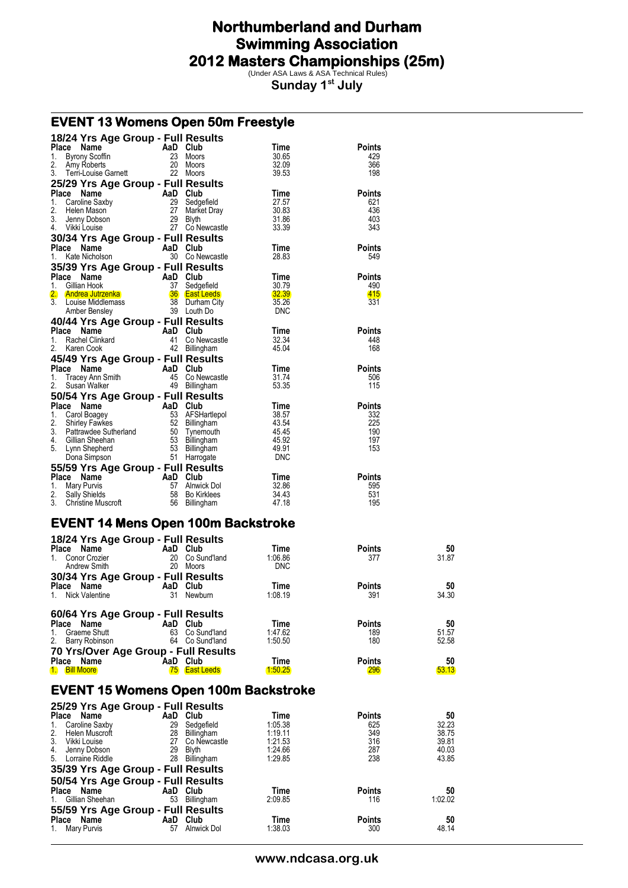# Northumberland and Durham Swimming Association
# 2012 Masters Championships (25m)

(Under ASA Laws & ASA Technical Rules)

**Sunday 1st July**

## EVENT 13 Womens Open 50m Freestyle

### 18/24 Yrs Age Group - Full Results

| Place | Name | AaD | Club | Time | Points |
|---|---|---|---|---|---|
| 1. | Byrony Scoffin | 23 | Moors | 30.65 | 429 |
| 2. | Amy Roberts | 20 | Moors | 32.09 | 366 |
| 3. | Terri-Louise Garnett | 22 | Moors | 39.53 | 198 |

### 25/29 Yrs Age Group - Full Results

| Place | Name | AaD | Club | Time | Points |
|---|---|---|---|---|---|
| 1. | Caroline Saxby | 29 | Sedgefield | 27.57 | 621 |
| 2. | Helen Mason | 27 | Market Dray | 30.83 | 436 |
| 3. | Jenny Dobson | 29 | Blyth | 31.86 | 403 |
| 4. | Vikki Louise | 27 | Co Newcastle | 33.39 | 343 |

### 30/34 Yrs Age Group - Full Results

| Place | Name | AaD | Club | Time | Points |
|---|---|---|---|---|---|
| 1. | Kate Nicholson | 30 | Co Newcastle | 28.83 | 549 |

### 35/39 Yrs Age Group - Full Results

| Place | Name | AaD | Club | Time | Points |
|---|---|---|---|---|---|
| 1. | Gillian Hook | 37 | Sedgefield | 30.79 | 490 |
| 2. | Andrea Jutrzenka | 36 | East Leeds | 32.39 | 415 |
| 3. | Louise Middlemass | 38 | Durham City | 35.26 | 331 |
| | Amber Bensley | 39 | Louth Do | DNC | |

### 40/44 Yrs Age Group - Full Results

| Place | Name | AaD | Club | Time | Points |
|---|---|---|---|---|---|
| 1. | Rachel Clinkard | 41 | Co Newcastle | 32.34 | 448 |
| 2. | Karen Cook | 42 | Billingham | 45.04 | 168 |

### 45/49 Yrs Age Group - Full Results

| Place | Name | AaD | Club | Time | Points |
|---|---|---|---|---|---|
| 1. | Tracey Ann Smith | 45 | Co Newcastle | 31.74 | 506 |
| 2. | Susan Walker | 49 | Billingham | 53.35 | 115 |

### 50/54 Yrs Age Group - Full Results

| Place | Name | AaD | Club | Time | Points |
|---|---|---|---|---|---|
| 1. | Carol Boagey | 53 | AFSHartlepol | 38.57 | 332 |
| 2. | Shirley Fawkes | 52 | Billingham | 43.54 | 225 |
| 3. | Pattrawdee Sutherland | 50 | Tynemouth | 45.45 | 190 |
| 4. | Gillian Sheehan | 53 | Billingham | 45.92 | 197 |
| 5. | Lynn Shepherd | 53 | Billingham | 49.91 | 153 |
| | Dona Simpson | 51 | Harrogate | DNC | |

### 55/59 Yrs Age Group - Full Results

| Place | Name | AaD | Club | Time | Points |
|---|---|---|---|---|---|
| 1. | Mary Purvis | 57 | Alnwick Dol | 32.86 | 595 |
| 2. | Sally Shields | 58 | Bo Kirklees | 34.43 | 531 |
| 3. | Christine Muscroft | 56 | Billingham | 47.18 | 195 |

## EVENT 14 Mens Open 100m Backstroke

### 18/24 Yrs Age Group - Full Results

| Place | Name | AaD | Club | Time | Points | 50 |
|---|---|---|---|---|---|---|
| 1. | Conor Crozier | 20 | Co Sund'land | 1:06.86 | 377 | 31.87 |
| | Andrew Smith | 20 | Moors | DNC | | |

### 30/34 Yrs Age Group - Full Results

| Place | Name | AaD | Club | Time | Points | 50 |
|---|---|---|---|---|---|---|
| 1. | Nick Valentine | 31 | Newburn | 1:08.19 | 391 | 34.30 |

### 60/64 Yrs Age Group - Full Results

| Place | Name | AaD | Club | Time | Points | 50 |
|---|---|---|---|---|---|---|
| 1. | Graeme Shutt | 63 | Co Sund'land | 1:47.62 | 189 | 51.57 |
| 2. | Barry Robinson | 64 | Co Sund'land | 1:50.50 | 180 | 52.58 |

### 70 Yrs/Over Age Group - Full Results

| Place | Name | AaD | Club | Time | Points | 50 |
|---|---|---|---|---|---|---|
| 1. | Bill Moore | 75 | East Leeds | 1:50.25 | 296 | 53.13 |

## EVENT 15 Womens Open 100m Backstroke

### 25/29 Yrs Age Group - Full Results

| Place | Name | AaD | Club | Time | Points | 50 |
|---|---|---|---|---|---|---|
| 1. | Caroline Saxby | 29 | Sedgefield | 1:05.38 | 625 | 32.23 |
| 2. | Helen Muscroft | 28 | Billingham | 1:19.11 | 349 | 38.75 |
| 3. | Vikki Louise | 27 | Co Newcastle | 1:21.53 | 316 | 39.81 |
| 4. | Jenny Dobson | 29 | Blyth | 1:24.66 | 287 | 40.03 |
| 5. | Lorraine Riddle | 28 | Billingham | 1:29.85 | 238 | 43.85 |

### 35/39 Yrs Age Group - Full Results

### 50/54 Yrs Age Group - Full Results

| Place | Name | AaD | Club | Time | Points | 50 |
|---|---|---|---|---|---|---|
| 1. | Gillian Sheehan | 53 | Billingham | 2:09.85 | 116 | 1:02.02 |

### 55/59 Yrs Age Group - Full Results

| Place | Name | AaD | Club | Time | Points | 50 |
|---|---|---|---|---|---|---|
| 1. | Mary Purvis | 57 | Alnwick Dol | 1:38.03 | 300 | 48.14 |

www.ndcasa.org.uk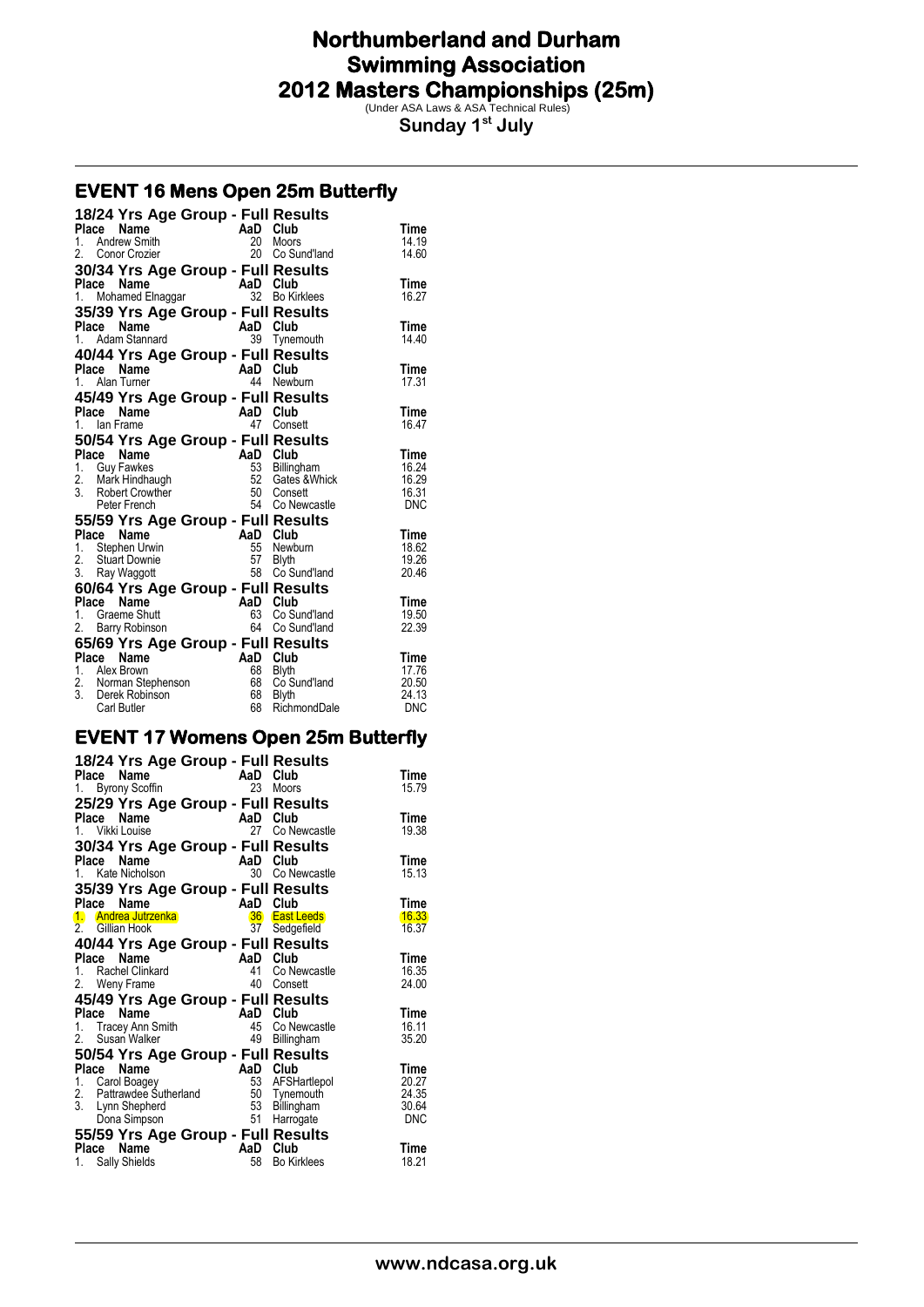# Northumberland and Durham Swimming Association

# 2012 Masters Championships (25m)

(Under ASA Laws & ASA Technical Rules)

**Sunday 1st July**

## EVENT 16 Mens Open 25m Butterfly

### 18/24 Yrs Age Group - Full Results

| Place | Name | AaD | Club | Time |
|---|---|---|---|---|
| 1. | Andrew Smith | 20 | Moors | 14.19 |
| 2. | Conor Crozier | 20 | Co Sund'land | 14.60 |

### 30/34 Yrs Age Group - Full Results

| Place | Name | AaD | Club | Time |
|---|---|---|---|---|
| 1. | Mohamed Elnaggar | 32 | Bo Kirklees | 16.27 |

### 35/39 Yrs Age Group - Full Results

| Place | Name | AaD | Club | Time |
|---|---|---|---|---|
| 1. | Adam Stannard | 39 | Tynemouth | 14.40 |

### 40/44 Yrs Age Group - Full Results

| Place | Name | AaD | Club | Time |
|---|---|---|---|---|
| 1. | Alan Turner | 44 | Newburn | 17.31 |

### 45/49 Yrs Age Group - Full Results

| Place | Name | AaD | Club | Time |
|---|---|---|---|---|
| 1. | Ian Frame | 47 | Consett | 16.47 |

### 50/54 Yrs Age Group - Full Results

| Place | Name | AaD | Club | Time |
|---|---|---|---|---|
| 1. | Guy Fawkes | 53 | Billingham | 16.24 |
| 2. | Mark Hindhaugh | 52 | Gates &Whick | 16.29 |
| 3. | Robert Crowther | 50 | Consett | 16.31 |
| | Peter French | 54 | Co Newcastle | DNC |

### 55/59 Yrs Age Group - Full Results

| Place | Name | AaD | Club | Time |
|---|---|---|---|---|
| 1. | Stephen Urwin | 55 | Newburn | 18.62 |
| 2. | Stuart Downie | 57 | Blyth | 19.26 |
| 3. | Ray Waggott | 58 | Co Sund'land | 20.46 |

### 60/64 Yrs Age Group - Full Results

| Place | Name | AaD | Club | Time |
|---|---|---|---|---|
| 1. | Graeme Shutt | 63 | Co Sund'land | 19.50 |
| 2. | Barry Robinson | 64 | Co Sund'land | 22.39 |

### 65/69 Yrs Age Group - Full Results

| Place | Name | AaD | Club | Time |
|---|---|---|---|---|
| 1. | Alex Brown | 68 | Blyth | 17.76 |
| 2. | Norman Stephenson | 68 | Co Sund'land | 20.50 |
| 3. | Derek Robinson | 68 | Blyth | 24.13 |
| | Carl Butler | 68 | RichmondDale | DNC |

## EVENT 17 Womens Open 25m Butterfly

### 18/24 Yrs Age Group - Full Results

| Place | Name | AaD | Club | Time |
|---|---|---|---|---|
| 1. | Byrony Scoffin | 23 | Moors | 15.79 |

### 25/29 Yrs Age Group - Full Results

| Place | Name | AaD | Club | Time |
|---|---|---|---|---|
| 1. | Vikki Louise | 27 | Co Newcastle | 19.38 |

### 30/34 Yrs Age Group - Full Results

| Place | Name | AaD | Club | Time |
|---|---|---|---|---|
| 1. | Kate Nicholson | 30 | Co Newcastle | 15.13 |

### 35/39 Yrs Age Group - Full Results

| Place | Name | AaD | Club | Time |
|---|---|---|---|---|
| 1. | Andrea Jutrzenka | 36 | East Leeds | 16.33 |
| 2. | Gillian Hook | 37 | Sedgefield | 16.37 |

### 40/44 Yrs Age Group - Full Results

| Place | Name | AaD | Club | Time |
|---|---|---|---|---|
| 1. | Rachel Clinkard | 41 | Co Newcastle | 16.35 |
| 2. | Weny Frame | 40 | Consett | 24.00 |

### 45/49 Yrs Age Group - Full Results

| Place | Name | AaD | Club | Time |
|---|---|---|---|---|
| 1. | Tracey Ann Smith | 45 | Co Newcastle | 16.11 |
| 2. | Susan Walker | 49 | Billingham | 35.20 |

### 50/54 Yrs Age Group - Full Results

| Place | Name | AaD | Club | Time |
|---|---|---|---|---|
| 1. | Carol Boagey | 53 | AFSHartlepol | 20.27 |
| 2. | Pattrawdee Sutherland | 50 | Tynemouth | 24.35 |
| 3. | Lynn Shepherd | 53 | Billingham | 30.64 |
| | Dona Simpson | 51 | Harrogate | DNC |

### 55/59 Yrs Age Group - Full Results

| Place | Name | AaD | Club | Time |
|---|---|---|---|---|
| 1. | Sally Shields | 58 | Bo Kirklees | 18.21 |

www.ndcasa.org.uk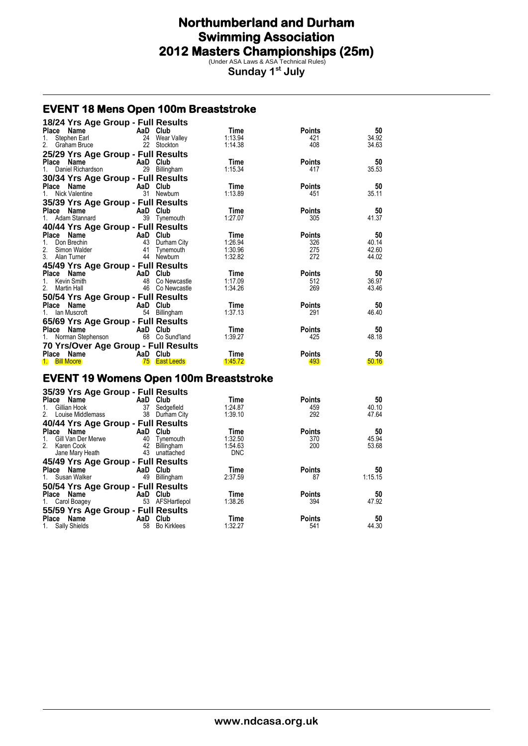# Northumberland and Durham Swimming Association
# 2012 Masters Championships (25m)

(Under ASA Laws & ASA Technical Rules)

**Sunday 1st July**

## EVENT 18 Mens Open 100m Breaststroke

### 18/24 Yrs Age Group - Full Results

| Place | Name | AaD | Club | Time | Points | 50 |
|---|---|---|---|---|---|---|
| 1. | Stephen Earl | 24 | Wear Valley | 1:13.94 | 421 | 34.92 |
| 2. | Graham Bruce | 22 | Stockton | 1:14.38 | 408 | 34.63 |

### 25/29 Yrs Age Group - Full Results

| Place | Name | AaD | Club | Time | Points | 50 |
|---|---|---|---|---|---|---|
| 1. | Daniel Richardson | 29 | Billingham | 1:15.34 | 417 | 35.53 |

### 30/34 Yrs Age Group - Full Results

| Place | Name | AaD | Club | Time | Points | 50 |
|---|---|---|---|---|---|---|
| 1. | Nick Valentine | 31 | Newburn | 1:13.89 | 451 | 35.11 |

### 35/39 Yrs Age Group - Full Results

| Place | Name | AaD | Club | Time | Points | 50 |
|---|---|---|---|---|---|---|
| 1. | Adam Stannard | 39 | Tynemouth | 1:27.07 | 305 | 41.37 |

### 40/44 Yrs Age Group - Full Results

| Place | Name | AaD | Club | Time | Points | 50 |
|---|---|---|---|---|---|---|
| 1. | Don Brechin | 43 | Durham City | 1:26.94 | 326 | 40.14 |
| 2. | Simon Walder | 41 | Tynemouth | 1:30.96 | 275 | 42.60 |
| 3. | Alan Turner | 44 | Newburn | 1:32.82 | 272 | 44.02 |

### 45/49 Yrs Age Group - Full Results

| Place | Name | AaD | Club | Time | Points | 50 |
|---|---|---|---|---|---|---|
| 1. | Kevin Smith | 48 | Co Newcastle | 1:17.09 | 512 | 36.97 |
| 2. | Martin Hall | 46 | Co Newcastle | 1:34.26 | 269 | 43.46 |

### 50/54 Yrs Age Group - Full Results

| Place | Name | AaD | Club | Time | Points | 50 |
|---|---|---|---|---|---|---|
| 1. | Ian Muscroft | 54 | Billingham | 1:37.13 | 291 | 46.40 |

### 65/69 Yrs Age Group - Full Results

| Place | Name | AaD | Club | Time | Points | 50 |
|---|---|---|---|---|---|---|
| 1. | Norman Stephenson | 68 | Co Sund'land | 1:39.27 | 425 | 48.18 |

### 70 Yrs/Over Age Group - Full Results

| Place | Name | AaD | Club | Time | Points | 50 |
|---|---|---|---|---|---|---|
| 1. | Bill Moore | 75 | East Leeds | 1:45.72 | 493 | 50.16 |

## EVENT 19 Womens Open 100m Breaststroke

### 35/39 Yrs Age Group - Full Results

| Place | Name | AaD | Club | Time | Points | 50 |
|---|---|---|---|---|---|---|
| 1. | Gillian Hook | 37 | Sedgefield | 1:24.87 | 459 | 40.10 |
| 2. | Louise Middlemass | 38 | Durham City | 1:39.10 | 292 | 47.64 |

### 40/44 Yrs Age Group - Full Results

| Place | Name | AaD | Club | Time | Points | 50 |
|---|---|---|---|---|---|---|
| 1. | Gill Van Der Merwe | 40 | Tynemouth | 1:32.50 | 370 | 45.94 |
| 2. | Karen Cook | 42 | Billingham | 1:54.63 | 200 | 53.68 |
| | Jane Mary Heath | 43 | unattached | DNC | | |

### 45/49 Yrs Age Group - Full Results

| Place | Name | AaD | Club | Time | Points | 50 |
|---|---|---|---|---|---|---|
| 1. | Susan Walker | 49 | Billingham | 2:37.59 | 87 | 1:15.15 |

### 50/54 Yrs Age Group - Full Results

| Place | Name | AaD | Club | Time | Points | 50 |
|---|---|---|---|---|---|---|
| 1. | Carol Boagey | 53 | AFSHartlepol | 1:38.26 | 394 | 47.92 |

### 55/59 Yrs Age Group - Full Results

| Place | Name | AaD | Club | Time | Points | 50 |
|---|---|---|---|---|---|---|
| 1. | Sally Shields | 58 | Bo Kirklees | 1:32.27 | 541 | 44.30 |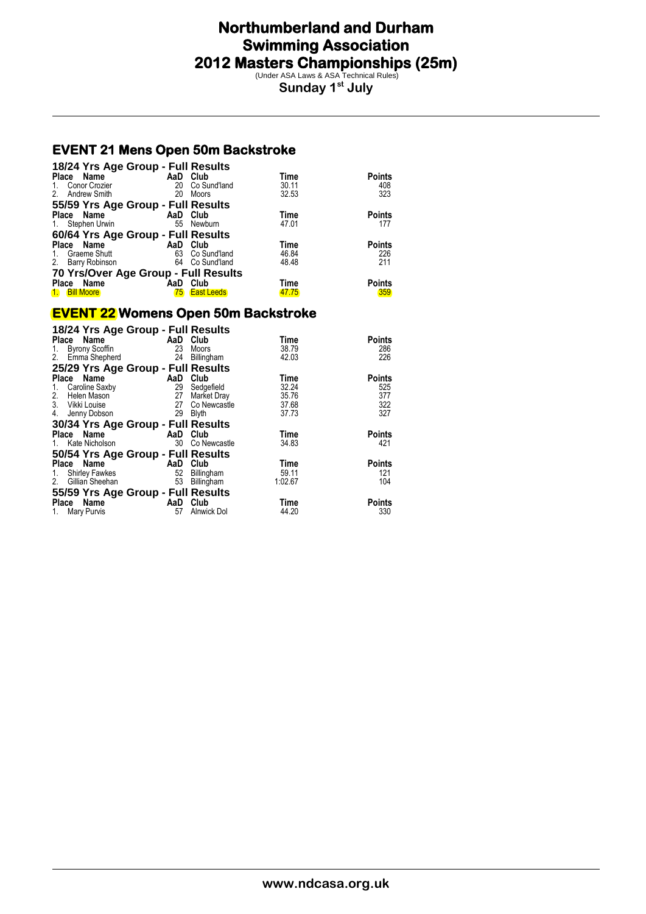# Northumberland and Durham Swimming Association
# 2012 Masters Championships (25m)

(Under ASA Laws & ASA Technical Rules)

**Sunday 1st July**

## EVENT 21 Mens Open 50m Backstroke

### 18/24 Yrs Age Group - Full Results

| Place | Name | AaD | Club | Time | Points |
|---|---|---|---|---|---|
| 1. | Conor Crozier | 20 | Co Sund'land | 30.11 | 408 |
| 2. | Andrew Smith | 20 | Moors | 32.53 | 323 |

### 55/59 Yrs Age Group - Full Results

| Place | Name | AaD | Club | Time | Points |
|---|---|---|---|---|---|
| 1. | Stephen Urwin | 55 | Newburn | 47.01 | 177 |

### 60/64 Yrs Age Group - Full Results

| Place | Name | AaD | Club | Time | Points |
|---|---|---|---|---|---|
| 1. | Graeme Shutt | 63 | Co Sund'land | 46.84 | 226 |
| 2. | Barry Robinson | 64 | Co Sund'land | 48.48 | 211 |

### 70 Yrs/Over Age Group - Full Results

| Place | Name | AaD | Club | Time | Points |
|---|---|---|---|---|---|
| 1. | Bill Moore | 75 | East Leeds | 47.75 | 359 |

## EVENT 22 Womens Open 50m Backstroke

### 18/24 Yrs Age Group - Full Results

| Place | Name | AaD | Club | Time | Points |
|---|---|---|---|---|---|
| 1. | Byrony Scoffin | 23 | Moors | 38.79 | 286 |
| 2. | Emma Shepherd | 24 | Billingham | 42.03 | 226 |

### 25/29 Yrs Age Group - Full Results

| Place | Name | AaD | Club | Time | Points |
|---|---|---|---|---|---|
| 1. | Caroline Saxby | 29 | Sedgefield | 32.24 | 525 |
| 2. | Helen Mason | 27 | Market Dray | 35.76 | 377 |
| 3. | Vikki Louise | 27 | Co Newcastle | 37.68 | 322 |
| 4. | Jenny Dobson | 29 | Blyth | 37.73 | 327 |

### 30/34 Yrs Age Group - Full Results

| Place | Name | AaD | Club | Time | Points |
|---|---|---|---|---|---|
| 1. | Kate Nicholson | 30 | Co Newcastle | 34.83 | 421 |

### 50/54 Yrs Age Group - Full Results

| Place | Name | AaD | Club | Time | Points |
|---|---|---|---|---|---|
| 1. | Shirley Fawkes | 52 | Billingham | 59.11 | 121 |
| 2. | Gillian Sheehan | 53 | Billingham | 1:02.67 | 104 |

### 55/59 Yrs Age Group - Full Results

| Place | Name | AaD | Club | Time | Points |
|---|---|---|---|---|---|
| 1. | Mary Purvis | 57 | Alnwick Dol | 44.20 | 330 |

www.ndcasa.org.uk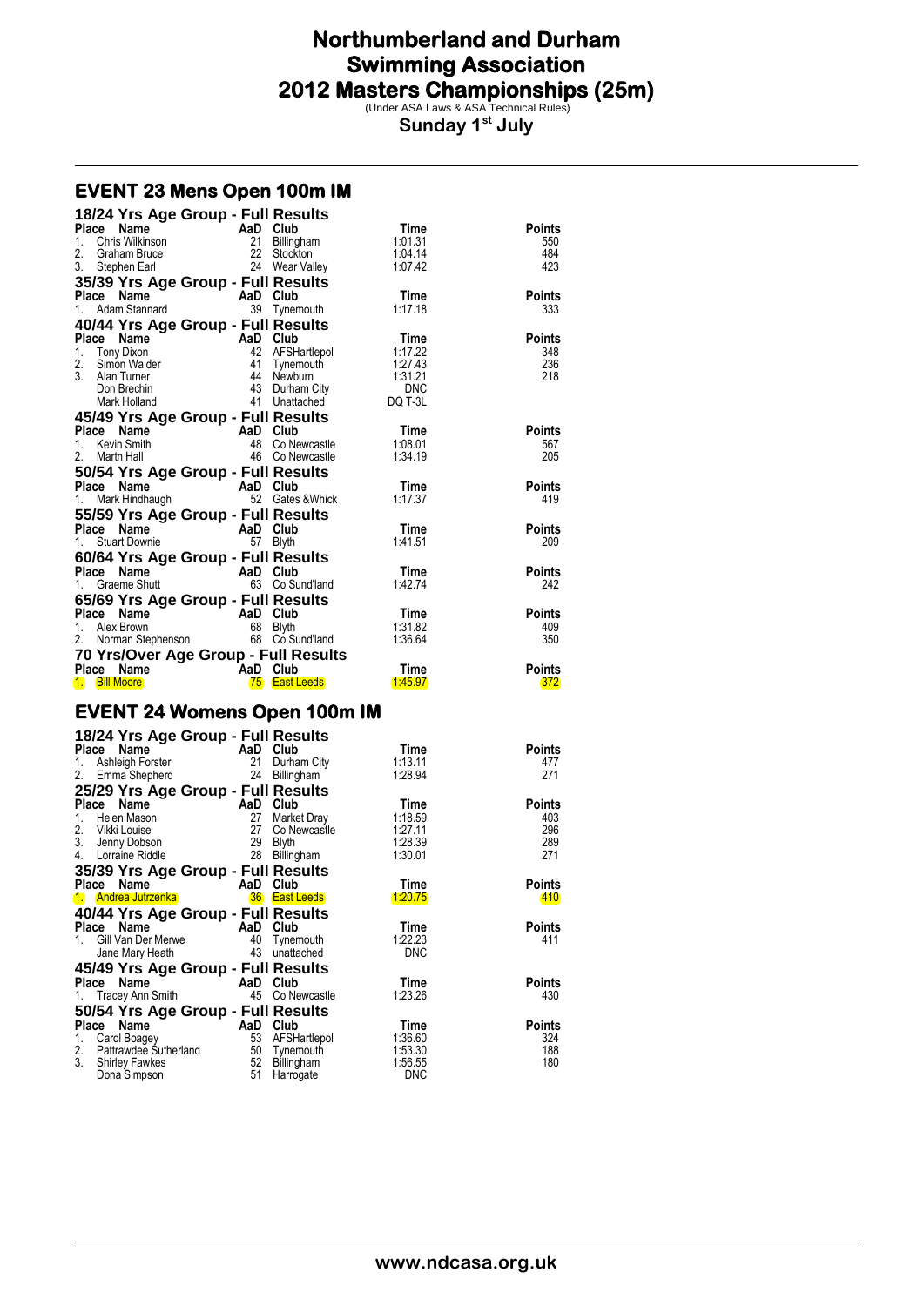# Northumberland and Durham Swimming Association
# 2012 Masters Championships (25m)

(Under ASA Laws & ASA Technical Rules)

**Sunday 1st July**

## EVENT 23 Mens Open 100m IM

### 18/24 Yrs Age Group - Full Results

| Place | Name | AaD | Club | Time | Points |
|---|---|---|---|---|---|
| 1. | Chris Wilkinson | 21 | Billingham | 1:01.31 | 550 |
| 2. | Graham Bruce | 22 | Stockton | 1:04.14 | 484 |
| 3. | Stephen Earl | 24 | Wear Valley | 1:07.42 | 423 |

### 35/39 Yrs Age Group - Full Results

| Place | Name | AaD | Club | Time | Points |
|---|---|---|---|---|---|
| 1. | Adam Stannard | 39 | Tynemouth | 1:17.18 | 333 |

### 40/44 Yrs Age Group - Full Results

| Place | Name | AaD | Club | Time | Points |
|---|---|---|---|---|---|
| 1. | Tony Dixon | 42 | AFSHartlepol | 1:17.22 | 348 |
| 2. | Simon Walder | 41 | Tynemouth | 1:27.43 | 236 |
| 3. | Alan Turner | 44 | Newburn | 1:31.21 | 218 |
| | Don Brechin | 43 | Durham City | DNC | |
| | Mark Holland | 41 | Unattached | DQ T-3L | |

### 45/49 Yrs Age Group - Full Results

| Place | Name | AaD | Club | Time | Points |
|---|---|---|---|---|---|
| 1. | Kevin Smith | 48 | Co Newcastle | 1:08.01 | 567 |
| 2. | Martn Hall | 46 | Co Newcastle | 1:34.19 | 205 |

### 50/54 Yrs Age Group - Full Results

| Place | Name | AaD | Club | Time | Points |
|---|---|---|---|---|---|
| 1. | Mark Hindhaugh | 52 | Gates &Whick | 1:17.37 | 419 |

### 55/59 Yrs Age Group - Full Results

| Place | Name | AaD | Club | Time | Points |
|---|---|---|---|---|---|
| 1. | Stuart Downie | 57 | Blyth | 1:41.51 | 209 |

### 60/64 Yrs Age Group - Full Results

| Place | Name | AaD | Club | Time | Points |
|---|---|---|---|---|---|
| 1. | Graeme Shutt | 63 | Co Sund'land | 1:42.74 | 242 |

### 65/69 Yrs Age Group - Full Results

| Place | Name | AaD | Club | Time | Points |
|---|---|---|---|---|---|
| 1. | Alex Brown | 68 | Blyth | 1:31.82 | 409 |
| 2. | Norman Stephenson | 68 | Co Sund'land | 1:36.64 | 350 |

### 70 Yrs/Over Age Group - Full Results

| Place | Name | AaD | Club | Time | Points |
|---|---|---|---|---|---|
| 1. | Bill Moore | 75 | East Leeds | 1:45.97 | 372 |

## EVENT 24 Womens Open 100m IM

### 18/24 Yrs Age Group - Full Results

| Place | Name | AaD | Club | Time | Points |
|---|---|---|---|---|---|
| 1. | Ashleigh Forster | 21 | Durham City | 1:13.11 | 477 |
| 2. | Emma Shepherd | 24 | Billingham | 1:28.94 | 271 |

### 25/29 Yrs Age Group - Full Results

| Place | Name | AaD | Club | Time | Points |
|---|---|---|---|---|---|
| 1. | Helen Mason | 27 | Market Dray | 1:18.59 | 403 |
| 2. | Vikki Louise | 27 | Co Newcastle | 1:27.11 | 296 |
| 3. | Jenny Dobson | 29 | Blyth | 1:28.39 | 289 |
| 4. | Lorraine Riddle | 28 | Billingham | 1:30.01 | 271 |

### 35/39 Yrs Age Group - Full Results

| Place | Name | AaD | Club | Time | Points |
|---|---|---|---|---|---|
| 1. | Andrea Jutrzenka | 36 | East Leeds | 1:20.75 | 410 |

### 40/44 Yrs Age Group - Full Results

| Place | Name | AaD | Club | Time | Points |
|---|---|---|---|---|---|
| 1. | Gill Van Der Merwe | 40 | Tynemouth | 1:22.23 | 411 |
| | Jane Mary Heath | 43 | unattached | DNC | |

### 45/49 Yrs Age Group - Full Results

| Place | Name | AaD | Club | Time | Points |
|---|---|---|---|---|---|
| 1. | Tracey Ann Smith | 45 | Co Newcastle | 1:23.26 | 430 |

### 50/54 Yrs Age Group - Full Results

| Place | Name | AaD | Club | Time | Points |
|---|---|---|---|---|---|
| 1. | Carol Boagey | 53 | AFSHartlepol | 1:36.60 | 324 |
| 2. | Pattrawdee Sutherland | 50 | Tynemouth | 1:53.30 | 188 |
| 3. | Shirley Fawkes | 52 | Billingham | 1:56.55 | 180 |
| | Dona Simpson | 51 | Harrogate | DNC | |

www.ndcasa.org.uk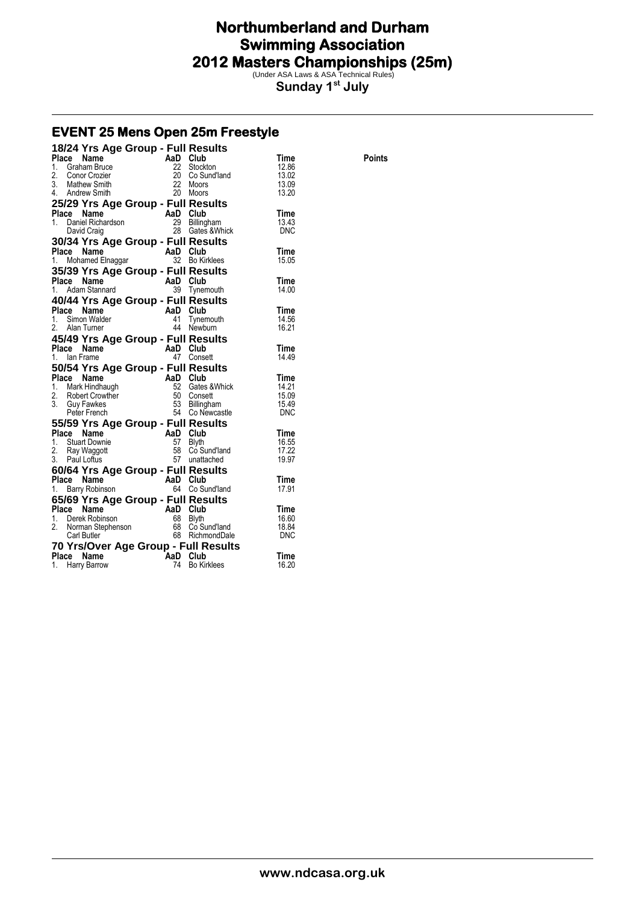# Northumberland and Durham Swimming Association 2012 Masters Championships (25m)

(Under ASA Laws & ASA Technical Rules)

**Sunday 1st July**

## EVENT 25 Mens Open 25m Freestyle

### 18/24 Yrs Age Group - Full Results

| Place | Name | AaD | Club | Time | Points |
|---|---|---|---|---|---|
| 1. | Graham Bruce | 22 | Stockton | 12.86 | |
| 2. | Conor Crozier | 20 | Co Sund'land | 13.02 | |
| 3. | Mathew Smith | 22 | Moors | 13.09 | |
| 4. | Andrew Smith | 20 | Moors | 13.20 | |

### 25/29 Yrs Age Group - Full Results

| Place | Name | AaD | Club | Time |
|---|---|---|---|---|
| 1. | Daniel Richardson | 29 | Billingham | 13.43 |
| | David Craig | 28 | Gates &Whick | DNC |

### 30/34 Yrs Age Group - Full Results

| Place | Name | AaD | Club | Time |
|---|---|---|---|---|
| 1. | Mohamed Elnaggar | 32 | Bo Kirklees | 15.05 |

### 35/39 Yrs Age Group - Full Results

| Place | Name | AaD | Club | Time |
|---|---|---|---|---|
| 1. | Adam Stannard | 39 | Tynemouth | 14.00 |

### 40/44 Yrs Age Group - Full Results

| Place | Name | AaD | Club | Time |
|---|---|---|---|---|
| 1. | Simon Walder | 41 | Tynemouth | 14.56 |
| 2. | Alan Turner | 44 | Newburn | 16.21 |

### 45/49 Yrs Age Group - Full Results

| Place | Name | AaD | Club | Time |
|---|---|---|---|---|
| 1. | Ian Frame | 47 | Consett | 14.49 |

### 50/54 Yrs Age Group - Full Results

| Place | Name | AaD | Club | Time |
|---|---|---|---|---|
| 1. | Mark Hindhaugh | 52 | Gates &Whick | 14.21 |
| 2. | Robert Crowther | 50 | Consett | 15.09 |
| 3. | Guy Fawkes | 53 | Billingham | 15.49 |
| | Peter French | 54 | Co Newcastle | DNC |

### 55/59 Yrs Age Group - Full Results

| Place | Name | AaD | Club | Time |
|---|---|---|---|---|
| 1. | Stuart Downie | 57 | Blyth | 16.55 |
| 2. | Ray Waggott | 58 | Co Sund'land | 17.22 |
| 3. | Paul Loftus | 57 | unattached | 19.97 |

### 60/64 Yrs Age Group - Full Results

| Place | Name | AaD | Club | Time |
|---|---|---|---|---|
| 1. | Barry Robinson | 64 | Co Sund'land | 17.91 |

### 65/69 Yrs Age Group - Full Results

| Place | Name | AaD | Club | Time |
|---|---|---|---|---|
| 1. | Derek Robinson | 68 | Blyth | 16.60 |
| 2. | Norman Stephenson | 68 | Co Sund'land | 18.84 |
| | Carl Butler | 68 | RichmondDale | DNC |

### 70 Yrs/Over Age Group - Full Results

| Place | Name | AaD | Club | Time |
|---|---|---|---|---|
| 1. | Harry Barrow | 74 | Bo Kirklees | 16.20 |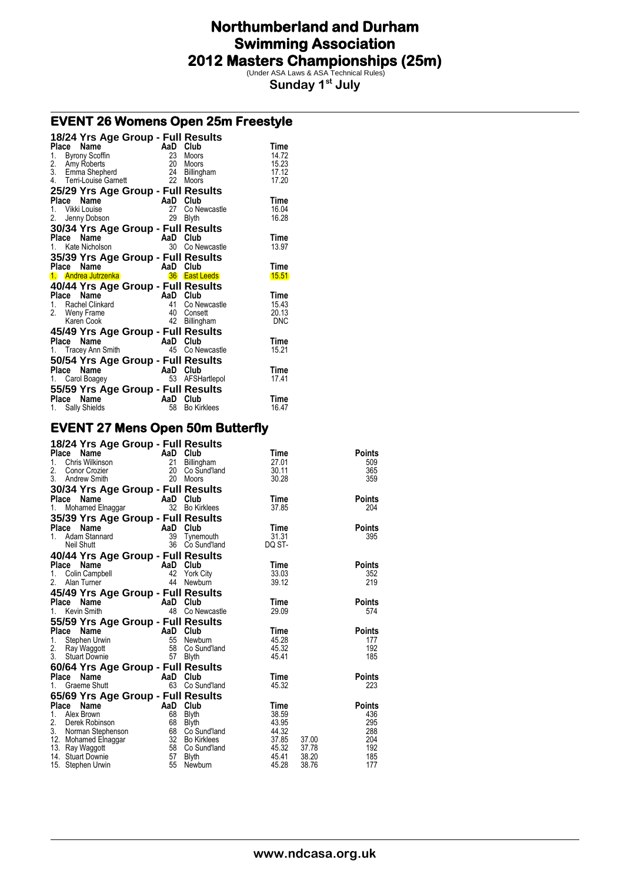# Northumberland and Durham Swimming Association
# 2012 Masters Championships (25m)

(Under ASA Laws & ASA Technical Rules)

**Sunday 1st July**

## EVENT 26 Womens Open 25m Freestyle

### 18/24 Yrs Age Group - Full Results

| Place | Name | AaD | Club | Time |
|---|---|---|---|---|
| 1. | Byrony Scoffin | 23 | Moors | 14.72 |
| 2. | Amy Roberts | 20 | Moors | 15.23 |
| 3. | Emma Shepherd | 24 | Billingham | 17.12 |
| 4. | Terri-Louise Garnett | 22 | Moors | 17.20 |

### 25/29 Yrs Age Group - Full Results

| Place | Name | AaD | Club | Time |
|---|---|---|---|---|
| 1. | Vikki Louise | 27 | Co Newcastle | 16.04 |
| 2. | Jenny Dobson | 29 | Blyth | 16.28 |

### 30/34 Yrs Age Group - Full Results

| Place | Name | AaD | Club | Time |
|---|---|---|---|---|
| 1. | Kate Nicholson | 30 | Co Newcastle | 13.97 |

### 35/39 Yrs Age Group - Full Results

| Place | Name | AaD | Club | Time |
|---|---|---|---|---|
| 1. | Andrea Jutrzenka | 36 | East Leeds | 15.51 |

### 40/44 Yrs Age Group - Full Results

| Place | Name | AaD | Club | Time |
|---|---|---|---|---|
| 1. | Rachel Clinkard | 41 | Co Newcastle | 15.43 |
| 2. | Weny Frame | 40 | Consett | 20.13 |
| | Karen Cook | 42 | Billingham | DNC |

### 45/49 Yrs Age Group - Full Results

| Place | Name | AaD | Club | Time |
|---|---|---|---|---|
| 1. | Tracey Ann Smith | 45 | Co Newcastle | 15.21 |

### 50/54 Yrs Age Group - Full Results

| Place | Name | AaD | Club | Time |
|---|---|---|---|---|
| 1. | Carol Boagey | 53 | AFSHartlepol | 17.41 |

### 55/59 Yrs Age Group - Full Results

| Place | Name | AaD | Club | Time |
|---|---|---|---|---|
| 1. | Sally Shields | 58 | Bo Kirklees | 16.47 |

## EVENT 27 Mens Open 50m Butterfly

### 18/24 Yrs Age Group - Full Results

| Place | Name | AaD | Club | Time | Points |
|---|---|---|---|---|---|
| 1. | Chris Wilkinson | 21 | Billingham | 27.01 | 509 |
| 2. | Conor Crozier | 20 | Co Sund'land | 30.11 | 365 |
| 3. | Andrew Smith | 20 | Moors | 30.28 | 359 |

### 30/34 Yrs Age Group - Full Results

| Place | Name | AaD | Club | Time | Points |
|---|---|---|---|---|---|
| 1. | Mohamed Elnaggar | 32 | Bo Kirklees | 37.85 | 204 |

### 35/39 Yrs Age Group - Full Results

| Place | Name | AaD | Club | Time | Points |
|---|---|---|---|---|---|
| 1. | Adam Stannard | 39 | Tynemouth | 31.31 | 395 |
| | Neil Shutt | 36 | Co Sund'land | DQ ST- | |

### 40/44 Yrs Age Group - Full Results

| Place | Name | AaD | Club | Time | Points |
|---|---|---|---|---|---|
| 1. | Colin Campbell | 42 | York City | 33.03 | 352 |
| 2. | Alan Turner | 44 | Newburn | 39.12 | 219 |

### 45/49 Yrs Age Group - Full Results

| Place | Name | AaD | Club | Time | Points |
|---|---|---|---|---|---|
| 1. | Kevin Smith | 48 | Co Newcastle | 29.09 | 574 |

### 55/59 Yrs Age Group - Full Results

| Place | Name | AaD | Club | Time | Points |
|---|---|---|---|---|---|
| 1. | Stephen Urwin | 55 | Newburn | 45.28 | 177 |
| 2. | Ray Waggott | 58 | Co Sund'land | 45.32 | 192 |
| 3. | Stuart Downie | 57 | Blyth | 45.41 | 185 |

### 60/64 Yrs Age Group - Full Results

| Place | Name | AaD | Club | Time | Points |
|---|---|---|---|---|---|
| 1. | Graeme Shutt | 63 | Co Sund'land | 45.32 | 223 |

### 65/69 Yrs Age Group - Full Results

| Place | Name | AaD | Club | Time | | Points |
|---|---|---|---|---|---|---|
| 1. | Alex Brown | 68 | Blyth | 38.59 | | 436 |
| 2. | Derek Robinson | 68 | Blyth | 43.95 | | 295 |
| 3. | Norman Stephenson | 68 | Co Sund'land | 44.32 | | 288 |
| 12. | Mohamed Elnaggar | 32 | Bo Kirklees | 37.85 | 37.00 | 204 |
| 13. | Ray Waggott | 58 | Co Sund'land | 45.32 | 37.78 | 192 |
| 14. | Stuart Downie | 57 | Blyth | 45.41 | 38.20 | 185 |
| 15. | Stephen Urwin | 55 | Newburn | 45.28 | 38.76 | 177 |

www.ndcasa.org.uk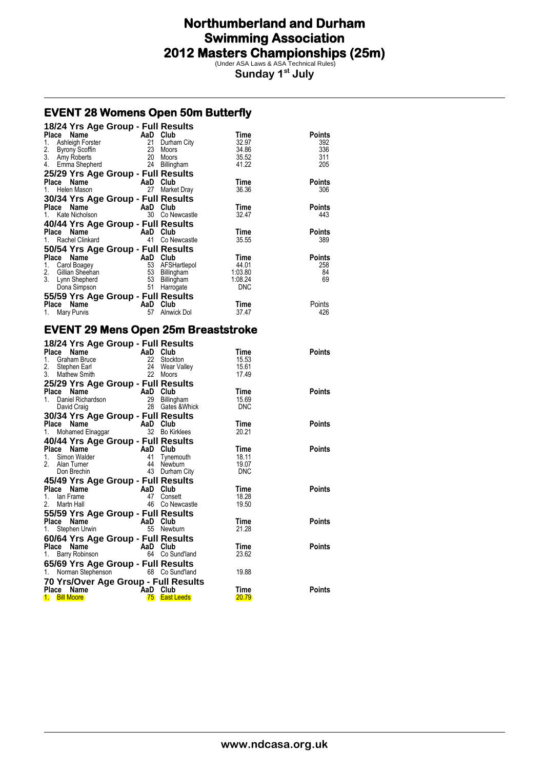# Northumberland and Durham Swimming Association
# 2012 Masters Championships (25m)

(Under ASA Laws & ASA Technical Rules)

**Sunday 1st July**

## EVENT 28 Womens Open 50m Butterfly

### 18/24 Yrs Age Group - Full Results

| Place | Name | AaD | Club | Time | Points |
|---|---|---|---|---|---|
| 1. | Ashleigh Forster | 21 | Durham City | 32.97 | 392 |
| 2. | Byrony Scoffin | 23 | Moors | 34.86 | 336 |
| 3. | Amy Roberts | 20 | Moors | 35.52 | 311 |
| 4. | Emma Shepherd | 24 | Billingham | 41.22 | 205 |

### 25/29 Yrs Age Group - Full Results

| Place | Name | AaD | Club | Time | Points |
|---|---|---|---|---|---|
| 1. | Helen Mason | 27 | Market Dray | 36.36 | 306 |

### 30/34 Yrs Age Group - Full Results

| Place | Name | AaD | Club | Time | Points |
|---|---|---|---|---|---|
| 1. | Kate Nicholson | 30 | Co Newcastle | 32.47 | 443 |

### 40/44 Yrs Age Group - Full Results

| Place | Name | AaD | Club | Time | Points |
|---|---|---|---|---|---|
| 1. | Rachel Clinkard | 41 | Co Newcastle | 35.55 | 389 |

### 50/54 Yrs Age Group - Full Results

| Place | Name | AaD | Club | Time | Points |
|---|---|---|---|---|---|
| 1. | Carol Boagey | 53 | AFSHartlepol | 44.01 | 258 |
| 2. | Gillian Sheehan | 53 | Billingham | 1:03.80 | 84 |
| 3. | Lynn Shepherd | 53 | Billingham | 1:08.24 | 69 |
| | Dona Simpson | 51 | Harrogate | DNC | |

### 55/59 Yrs Age Group - Full Results

| Place | Name | AaD | Club | Time | Points |
|---|---|---|---|---|---|
| 1. | Mary Purvis | 57 | Alnwick Dol | 37.47 | 426 |

## EVENT 29 Mens Open 25m Breaststroke

### 18/24 Yrs Age Group - Full Results

| Place | Name | AaD | Club | Time | Points |
|---|---|---|---|---|---|
| 1. | Graham Bruce | 22 | Stockton | 15.53 | |
| 2. | Stephen Earl | 24 | Wear Valley | 15.61 | |
| 3. | Mathew Smith | 22 | Moors | 17.49 | |

### 25/29 Yrs Age Group - Full Results

| Place | Name | AaD | Club | Time | Points |
|---|---|---|---|---|---|
| 1. | Daniel Richardson | 29 | Billingham | 15.69 | |
| | David Craig | 28 | Gates &Whick | DNC | |

### 30/34 Yrs Age Group - Full Results

| Place | Name | AaD | Club | Time | Points |
|---|---|---|---|---|---|
| 1. | Mohamed Elnaggar | 32 | Bo Kirklees | 20.21 | |

### 40/44 Yrs Age Group - Full Results

| Place | Name | AaD | Club | Time | Points |
|---|---|---|---|---|---|
| 1. | Simon Walder | 41 | Tynemouth | 18.11 | |
| 2. | Alan Turner | 44 | Newburn | 19.07 | |
| | Don Brechin | 43 | Durham City | DNC | |

### 45/49 Yrs Age Group - Full Results

| Place | Name | AaD | Club | Time | Points |
|---|---|---|---|---|---|
| 1. | Ian Frame | 47 | Consett | 18.28 | |
| 2. | Martn Hall | 46 | Co Newcastle | 19.50 | |

### 55/59 Yrs Age Group - Full Results

| Place | Name | AaD | Club | Time | Points |
|---|---|---|---|---|---|
| 1. | Stephen Urwin | 55 | Newburn | 21.28 | |

### 60/64 Yrs Age Group - Full Results

| Place | Name | AaD | Club | Time | Points |
|---|---|---|---|---|---|
| 1. | Barry Robinson | 64 | Co Sund'land | 23.62 | |

### 65/69 Yrs Age Group - Full Results

| Place | Name | AaD | Club | Time |
|---|---|---|---|---|
| 1. | Norman Stephenson | 68 | Co Sund'land | 19.88 |

### 70 Yrs/Over Age Group - Full Results

| Place | Name | AaD | Club | Time | Points |
|---|---|---|---|---|---|
| 1. | Bill Moore | 75 | East Leeds | 20.79 | |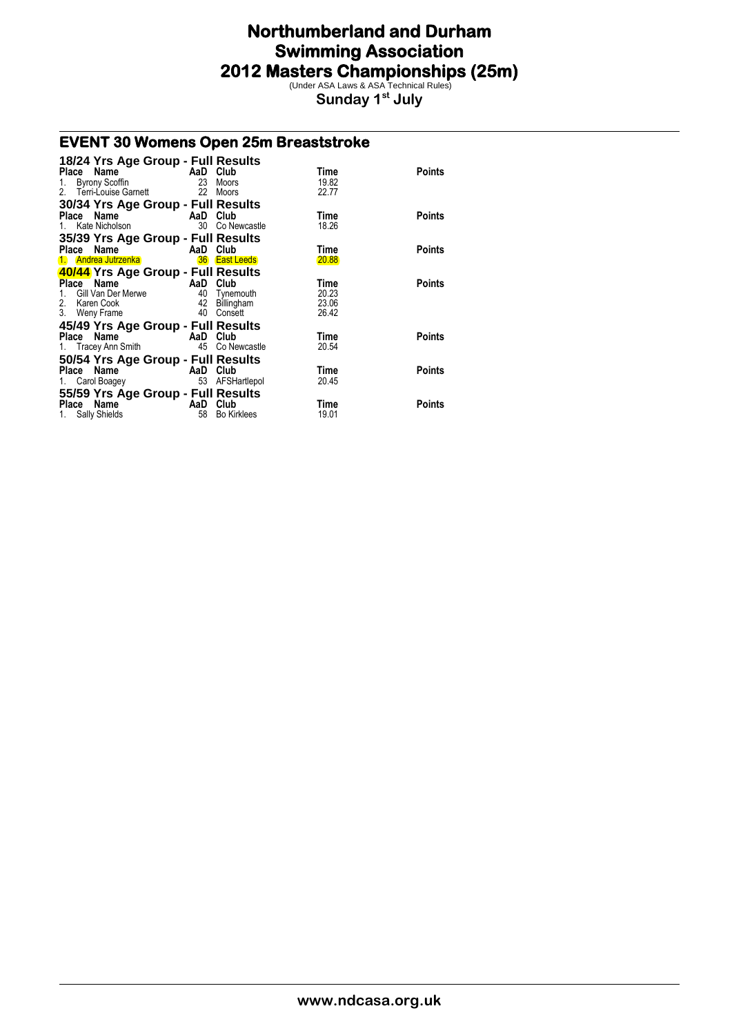# Northumberland and Durham Swimming Association 2012 Masters Championships (25m)

(Under ASA Laws & ASA Technical Rules)

**Sunday 1st July**

## EVENT 30 Womens Open 25m Breaststroke

### 18/24 Yrs Age Group - Full Results

| Place | Name | AaD | Club | Time | Points |
|---|---|---|---|---|---|
| 1. | Byrony Scoffin | 23 | Moors | 19.82 | |
| 2. | Terri-Louise Garnett | 22 | Moors | 22.77 | |

### 30/34 Yrs Age Group - Full Results

| Place | Name | AaD | Club | Time | Points |
|---|---|---|---|---|---|
| 1. | Kate Nicholson | 30 | Co Newcastle | 18.26 | |

### 35/39 Yrs Age Group - Full Results

| Place | Name | AaD | Club | Time | Points |
|---|---|---|---|---|---|
| 1. | Andrea Jutrzenka | 36 | East Leeds | 20.88 | |

### 40/44 Yrs Age Group - Full Results

| Place | Name | AaD | Club | Time | Points |
|---|---|---|---|---|---|
| 1. | Gill Van Der Merwe | 40 | Tynemouth | 20.23 | |
| 2. | Karen Cook | 42 | Billingham | 23.06 | |
| 3. | Weny Frame | 40 | Consett | 26.42 | |

### 45/49 Yrs Age Group - Full Results

| Place | Name | AaD | Club | Time | Points |
|---|---|---|---|---|---|
| 1. | Tracey Ann Smith | 45 | Co Newcastle | 20.54 | |

### 50/54 Yrs Age Group - Full Results

| Place | Name | AaD | Club | Time | Points |
|---|---|---|---|---|---|
| 1. | Carol Boagey | 53 | AFSHartlepol | 20.45 | |

### 55/59 Yrs Age Group - Full Results

| Place | Name | AaD | Club | Time | Points |
|---|---|---|---|---|---|
| 1. | Sally Shields | 58 | Bo Kirklees | 19.01 | |